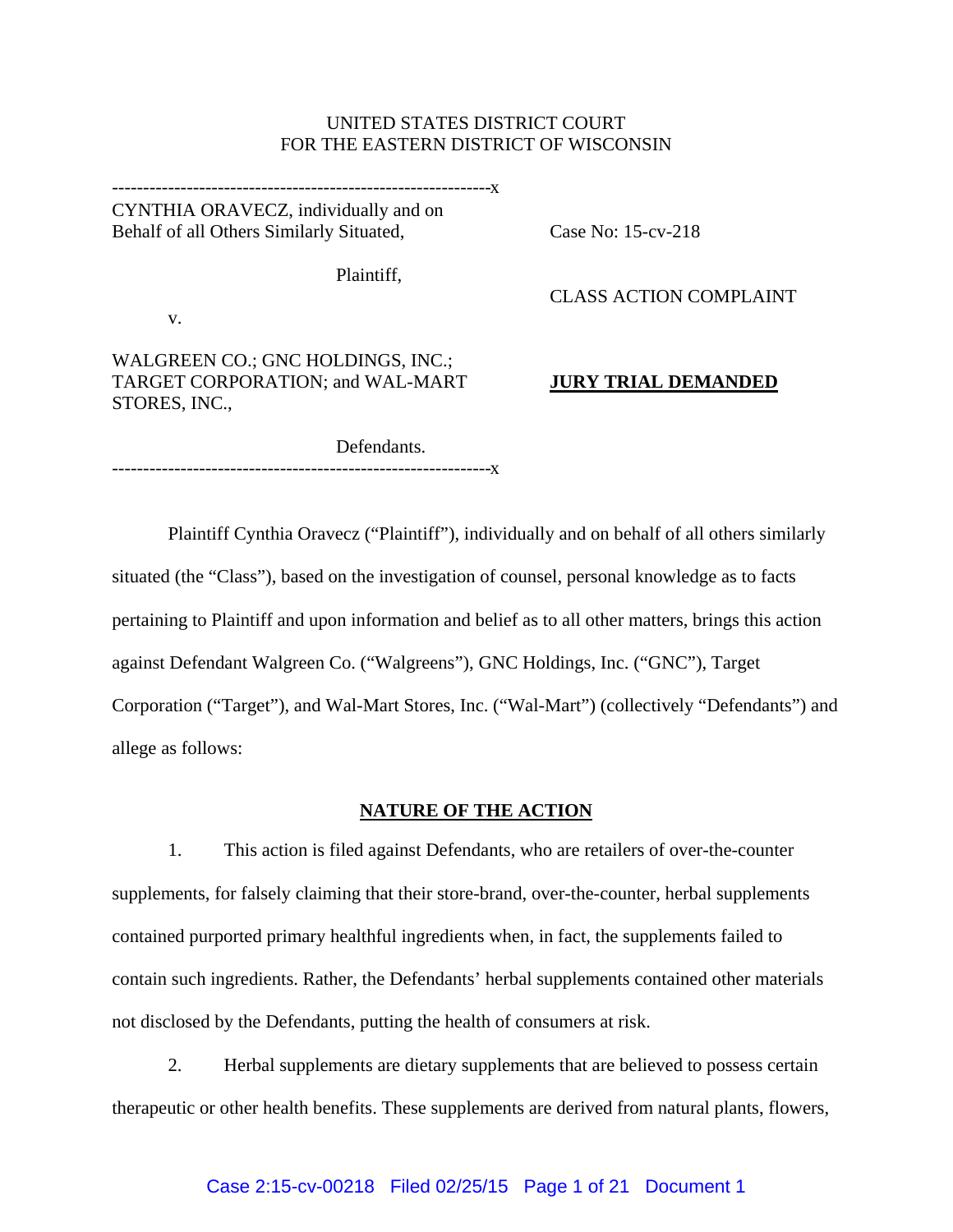UNITED STATES DISTRICT COURT
FOR THE EASTERN DISTRICT OF WISCONSIN

---

CYNTHIA ORAVECZ, individually and on Behalf of all Others Similarly Situated,

Plaintiff,

v.

WALGREEN CO.; GNC HOLDINGS, INC.; TARGET CORPORATION; and WAL-MART STORES, INC.,

Defendants.

---

Case No: 15-cv-218

CLASS ACTION COMPLAINT

**JURY TRIAL DEMANDED**

Plaintiff Cynthia Oravecz ("Plaintiff"), individually and on behalf of all others similarly situated (the "Class"), based on the investigation of counsel, personal knowledge as to facts pertaining to Plaintiff and upon information and belief as to all other matters, brings this action against Defendant Walgreen Co. ("Walgreens"), GNC Holdings, Inc. ("GNC"), Target Corporation ("Target"), and Wal-Mart Stores, Inc. ("Wal-Mart") (collectively "Defendants") and allege as follows:

## NATURE OF THE ACTION

1. This action is filed against Defendants, who are retailers of over-the-counter supplements, for falsely claiming that their store-brand, over-the-counter, herbal supplements contained purported primary healthful ingredients when, in fact, the supplements failed to contain such ingredients. Rather, the Defendants' herbal supplements contained other materials not disclosed by the Defendants, putting the health of consumers at risk.

2. Herbal supplements are dietary supplements that are believed to possess certain therapeutic or other health benefits. These supplements are derived from natural plants, flowers,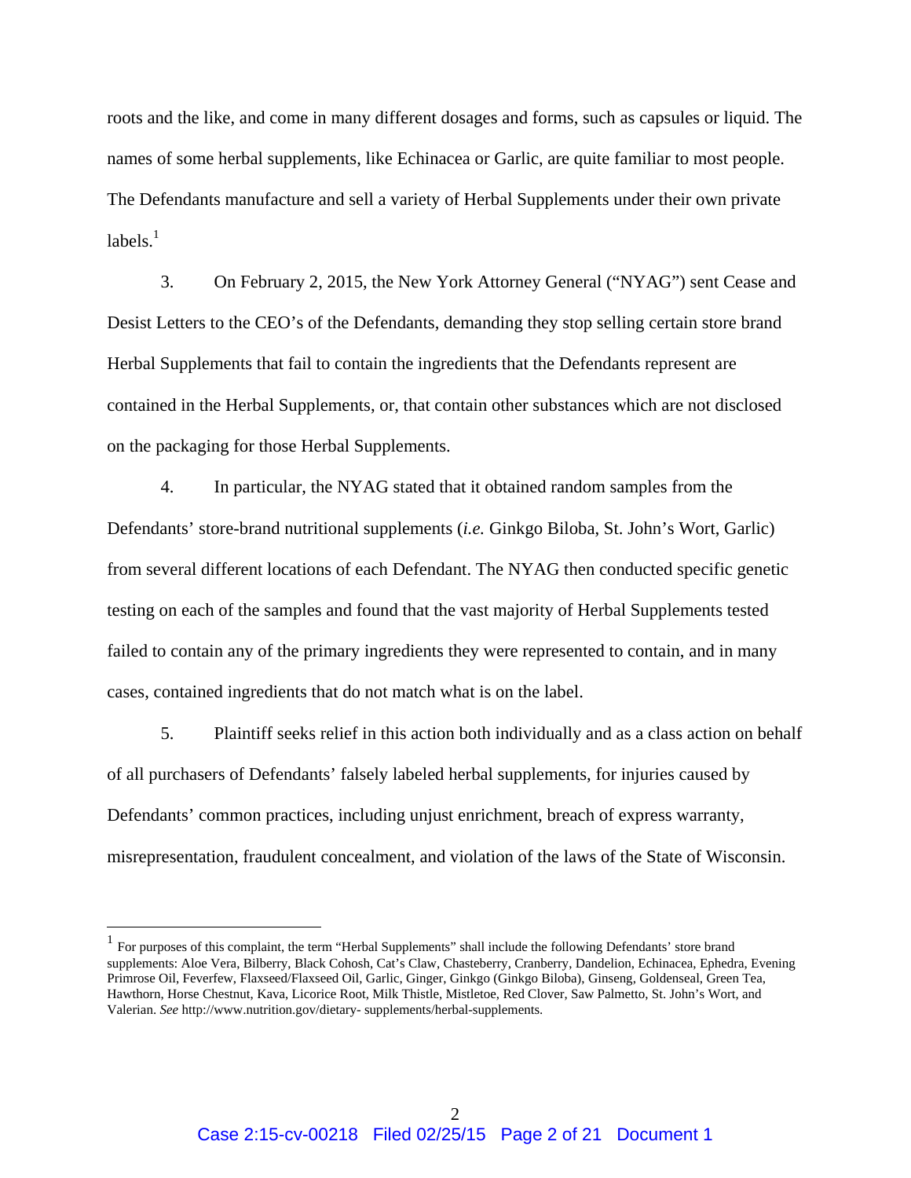roots and the like, and come in many different dosages and forms, such as capsules or liquid. The names of some herbal supplements, like Echinacea or Garlic, are quite familiar to most people. The Defendants manufacture and sell a variety of Herbal Supplements under their own private labels.[1]

3. On February 2, 2015, the New York Attorney General ("NYAG") sent Cease and Desist Letters to the CEO's of the Defendants, demanding they stop selling certain store brand Herbal Supplements that fail to contain the ingredients that the Defendants represent are contained in the Herbal Supplements, or, that contain other substances which are not disclosed on the packaging for those Herbal Supplements.

4. In particular, the NYAG stated that it obtained random samples from the Defendants' store-brand nutritional supplements (*i.e.* Ginkgo Biloba, St. John's Wort, Garlic) from several different locations of each Defendant. The NYAG then conducted specific genetic testing on each of the samples and found that the vast majority of Herbal Supplements tested failed to contain any of the primary ingredients they were represented to contain, and in many cases, contained ingredients that do not match what is on the label.

5. Plaintiff seeks relief in this action both individually and as a class action on behalf of all purchasers of Defendants' falsely labeled herbal supplements, for injuries caused by Defendants' common practices, including unjust enrichment, breach of express warranty, misrepresentation, fraudulent concealment, and violation of the laws of the State of Wisconsin.

---

[1] For purposes of this complaint, the term "Herbal Supplements" shall include the following Defendants' store brand supplements: Aloe Vera, Bilberry, Black Cohosh, Cat's Claw, Chasteberry, Cranberry, Dandelion, Echinacea, Ephedra, Evening Primrose Oil, Feverfew, Flaxseed/Flaxseed Oil, Garlic, Ginger, Ginkgo (Ginkgo Biloba), Ginseng, Goldenseal, Green Tea, Hawthorn, Horse Chestnut, Kava, Licorice Root, Milk Thistle, Mistletoe, Red Clover, Saw Palmetto, St. John's Wort, and Valerian. *See* http://www.nutrition.gov/dietary- supplements/herbal-supplements.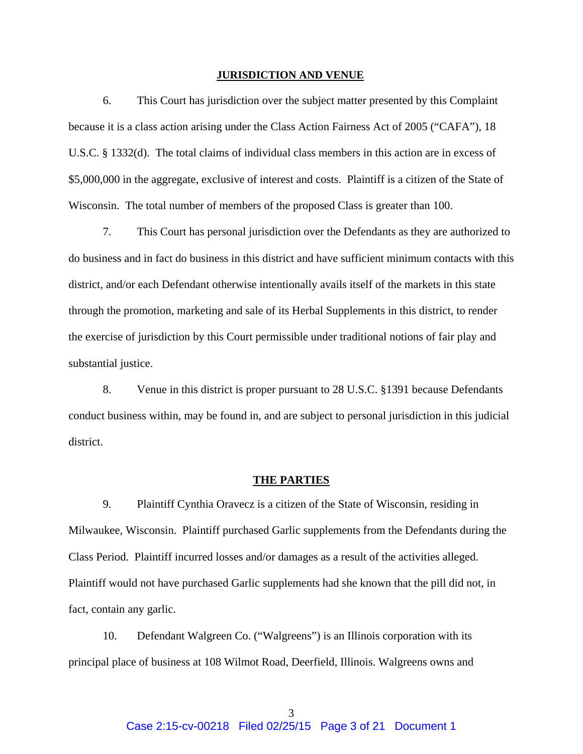## JURISDICTION AND VENUE

6. This Court has jurisdiction over the subject matter presented by this Complaint because it is a class action arising under the Class Action Fairness Act of 2005 ("CAFA"), 18 U.S.C. § 1332(d). The total claims of individual class members in this action are in excess of $5,000,000 in the aggregate, exclusive of interest and costs. Plaintiff is a citizen of the State of Wisconsin. The total number of members of the proposed Class is greater than 100.

7. This Court has personal jurisdiction over the Defendants as they are authorized to do business and in fact do business in this district and have sufficient minimum contacts with this district, and/or each Defendant otherwise intentionally avails itself of the markets in this state through the promotion, marketing and sale of its Herbal Supplements in this district, to render the exercise of jurisdiction by this Court permissible under traditional notions of fair play and substantial justice.

8. Venue in this district is proper pursuant to 28 U.S.C. §1391 because Defendants conduct business within, may be found in, and are subject to personal jurisdiction in this judicial district.

## THE PARTIES

9. Plaintiff Cynthia Oravecz is a citizen of the State of Wisconsin, residing in Milwaukee, Wisconsin. Plaintiff purchased Garlic supplements from the Defendants during the Class Period. Plaintiff incurred losses and/or damages as a result of the activities alleged. Plaintiff would not have purchased Garlic supplements had she known that the pill did not, in fact, contain any garlic.

10. Defendant Walgreen Co. ("Walgreens") is an Illinois corporation with its principal place of business at 108 Wilmot Road, Deerfield, Illinois. Walgreens owns and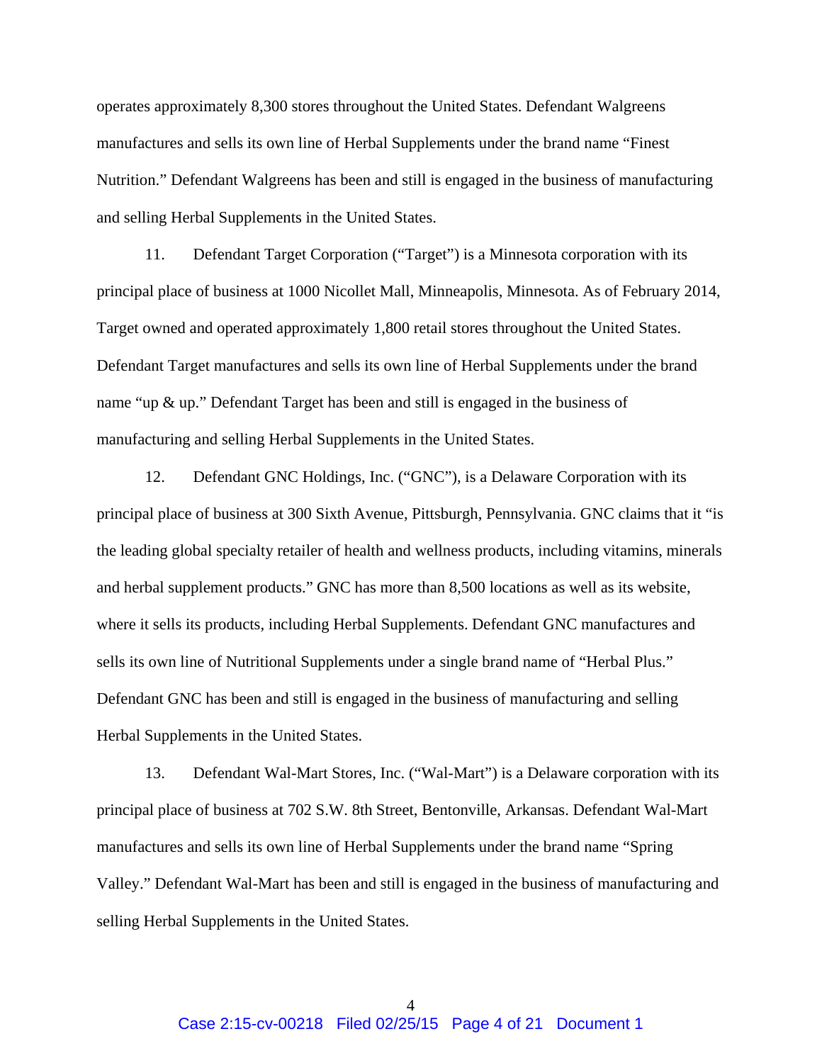operates approximately 8,300 stores throughout the United States. Defendant Walgreens manufactures and sells its own line of Herbal Supplements under the brand name "Finest Nutrition." Defendant Walgreens has been and still is engaged in the business of manufacturing and selling Herbal Supplements in the United States.

11. Defendant Target Corporation ("Target") is a Minnesota corporation with its principal place of business at 1000 Nicollet Mall, Minneapolis, Minnesota. As of February 2014, Target owned and operated approximately 1,800 retail stores throughout the United States. Defendant Target manufactures and sells its own line of Herbal Supplements under the brand name "up & up." Defendant Target has been and still is engaged in the business of manufacturing and selling Herbal Supplements in the United States.

12. Defendant GNC Holdings, Inc. ("GNC"), is a Delaware Corporation with its principal place of business at 300 Sixth Avenue, Pittsburgh, Pennsylvania. GNC claims that it "is the leading global specialty retailer of health and wellness products, including vitamins, minerals and herbal supplement products." GNC has more than 8,500 locations as well as its website, where it sells its products, including Herbal Supplements. Defendant GNC manufactures and sells its own line of Nutritional Supplements under a single brand name of "Herbal Plus." Defendant GNC has been and still is engaged in the business of manufacturing and selling Herbal Supplements in the United States.

13. Defendant Wal-Mart Stores, Inc. ("Wal-Mart") is a Delaware corporation with its principal place of business at 702 S.W. 8th Street, Bentonville, Arkansas. Defendant Wal-Mart manufactures and sells its own line of Herbal Supplements under the brand name "Spring Valley." Defendant Wal-Mart has been and still is engaged in the business of manufacturing and selling Herbal Supplements in the United States.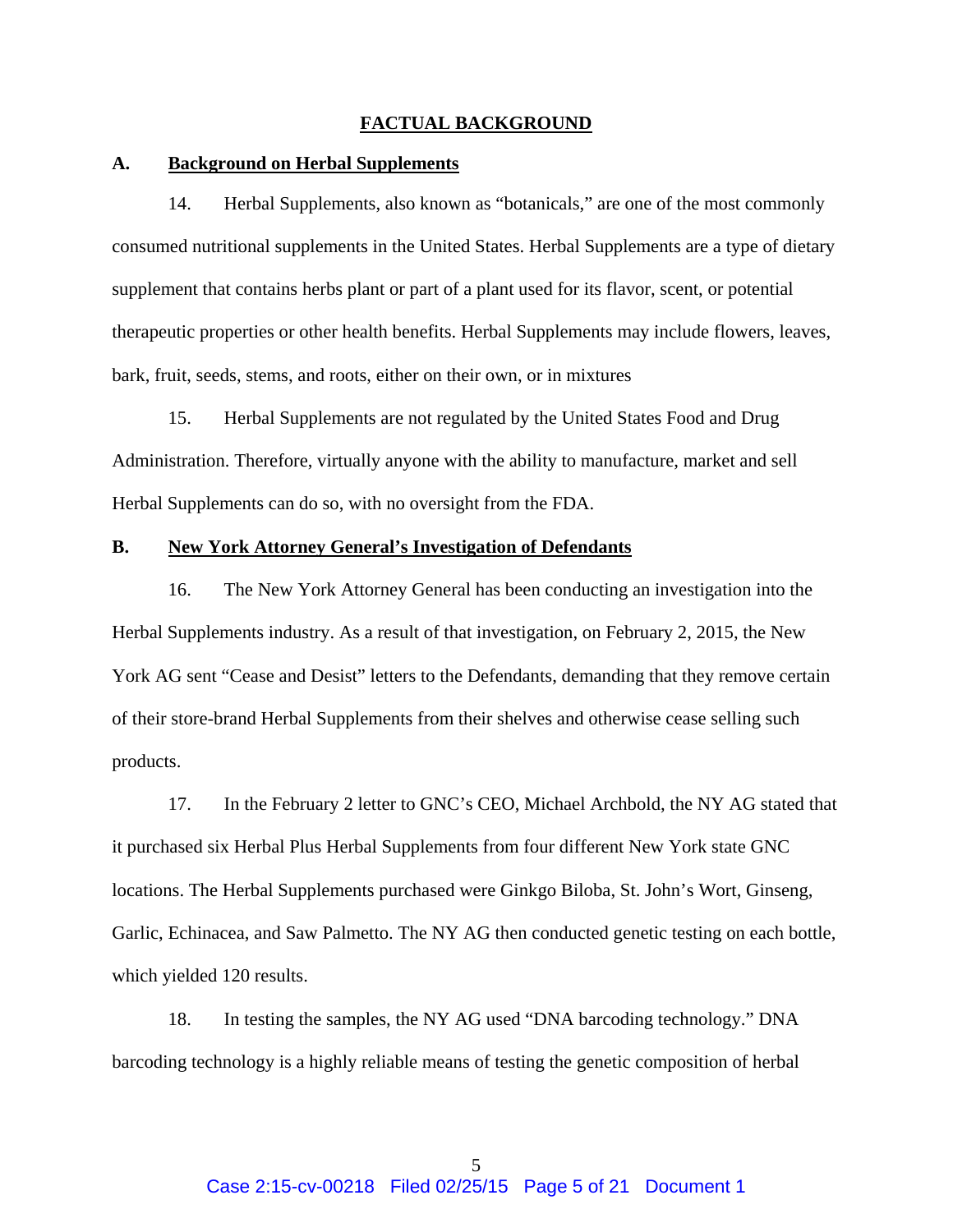## FACTUAL BACKGROUND

### A. Background on Herbal Supplements

14. Herbal Supplements, also known as "botanicals," are one of the most commonly consumed nutritional supplements in the United States. Herbal Supplements are a type of dietary supplement that contains herbs plant or part of a plant used for its flavor, scent, or potential therapeutic properties or other health benefits. Herbal Supplements may include flowers, leaves, bark, fruit, seeds, stems, and roots, either on their own, or in mixtures

15. Herbal Supplements are not regulated by the United States Food and Drug Administration. Therefore, virtually anyone with the ability to manufacture, market and sell Herbal Supplements can do so, with no oversight from the FDA.

### B. New York Attorney General's Investigation of Defendants

16. The New York Attorney General has been conducting an investigation into the Herbal Supplements industry. As a result of that investigation, on February 2, 2015, the New York AG sent "Cease and Desist" letters to the Defendants, demanding that they remove certain of their store-brand Herbal Supplements from their shelves and otherwise cease selling such products.

17. In the February 2 letter to GNC's CEO, Michael Archbold, the NY AG stated that it purchased six Herbal Plus Herbal Supplements from four different New York state GNC locations. The Herbal Supplements purchased were Ginkgo Biloba, St. John's Wort, Ginseng, Garlic, Echinacea, and Saw Palmetto. The NY AG then conducted genetic testing on each bottle, which yielded 120 results.

18. In testing the samples, the NY AG used "DNA barcoding technology." DNA barcoding technology is a highly reliable means of testing the genetic composition of herbal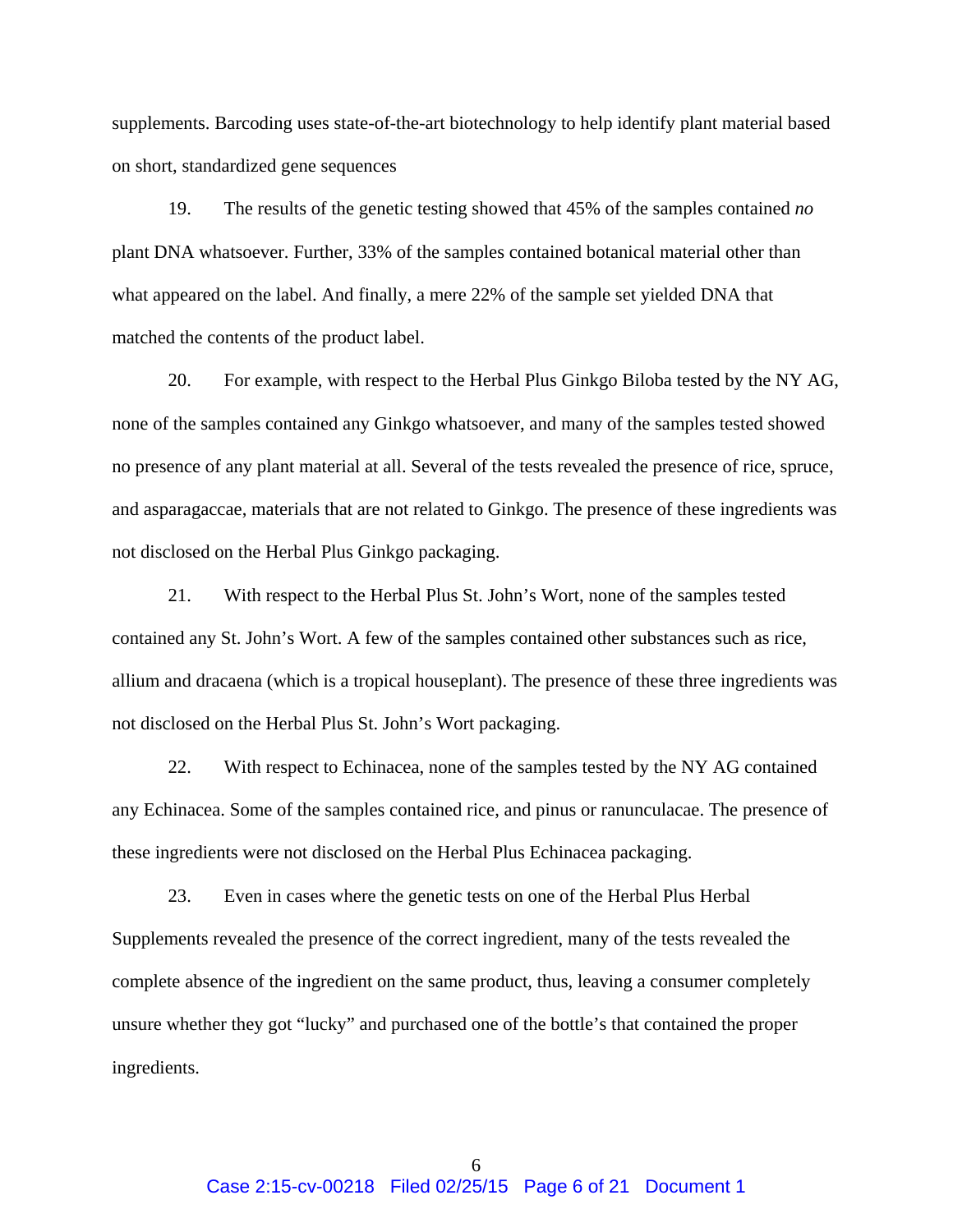supplements. Barcoding uses state-of-the-art biotechnology to help identify plant material based on short, standardized gene sequences

19. The results of the genetic testing showed that 45% of the samples contained *no* plant DNA whatsoever. Further, 33% of the samples contained botanical material other than what appeared on the label. And finally, a mere 22% of the sample set yielded DNA that matched the contents of the product label.

20. For example, with respect to the Herbal Plus Ginkgo Biloba tested by the NY AG, none of the samples contained any Ginkgo whatsoever, and many of the samples tested showed no presence of any plant material at all. Several of the tests revealed the presence of rice, spruce, and asparagaccae, materials that are not related to Ginkgo. The presence of these ingredients was not disclosed on the Herbal Plus Ginkgo packaging.

21. With respect to the Herbal Plus St. John's Wort, none of the samples tested contained any St. John's Wort. A few of the samples contained other substances such as rice, allium and dracaena (which is a tropical houseplant). The presence of these three ingredients was not disclosed on the Herbal Plus St. John's Wort packaging.

22. With respect to Echinacea, none of the samples tested by the NY AG contained any Echinacea. Some of the samples contained rice, and pinus or ranunculacae. The presence of these ingredients were not disclosed on the Herbal Plus Echinacea packaging.

23. Even in cases where the genetic tests on one of the Herbal Plus Herbal Supplements revealed the presence of the correct ingredient, many of the tests revealed the complete absence of the ingredient on the same product, thus, leaving a consumer completely unsure whether they got "lucky" and purchased one of the bottle's that contained the proper ingredients.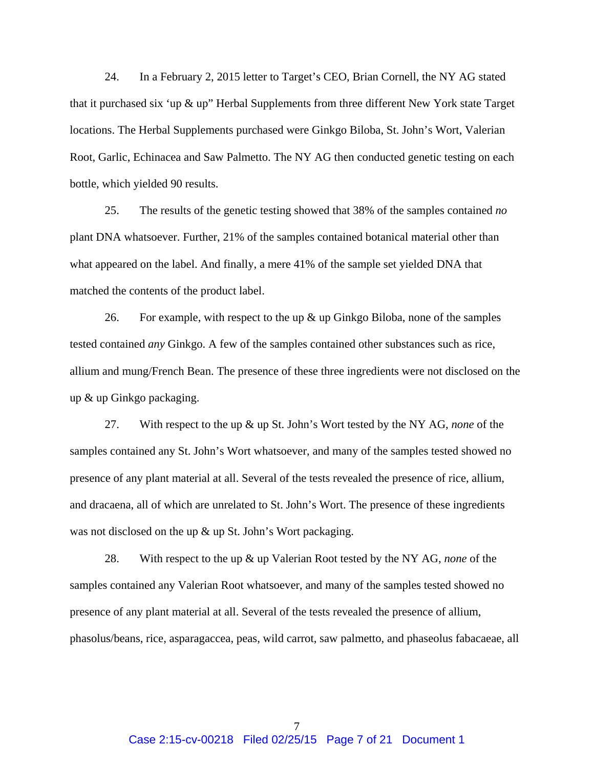24. In a February 2, 2015 letter to Target's CEO, Brian Cornell, the NY AG stated that it purchased six 'up & up" Herbal Supplements from three different New York state Target locations. The Herbal Supplements purchased were Ginkgo Biloba, St. John's Wort, Valerian Root, Garlic, Echinacea and Saw Palmetto. The NY AG then conducted genetic testing on each bottle, which yielded 90 results.

25. The results of the genetic testing showed that 38% of the samples contained *no* plant DNA whatsoever. Further, 21% of the samples contained botanical material other than what appeared on the label. And finally, a mere 41% of the sample set yielded DNA that matched the contents of the product label.

26. For example, with respect to the up & up Ginkgo Biloba, none of the samples tested contained *any* Ginkgo. A few of the samples contained other substances such as rice, allium and mung/French Bean. The presence of these three ingredients were not disclosed on the up & up Ginkgo packaging.

27. With respect to the up & up St. John's Wort tested by the NY AG, *none* of the samples contained any St. John's Wort whatsoever, and many of the samples tested showed no presence of any plant material at all. Several of the tests revealed the presence of rice, allium, and dracaena, all of which are unrelated to St. John's Wort. The presence of these ingredients was not disclosed on the up & up St. John's Wort packaging.

28. With respect to the up & up Valerian Root tested by the NY AG, *none* of the samples contained any Valerian Root whatsoever, and many of the samples tested showed no presence of any plant material at all. Several of the tests revealed the presence of allium, phasolus/beans, rice, asparagaccea, peas, wild carrot, saw palmetto, and phaseolus fabacaeae, all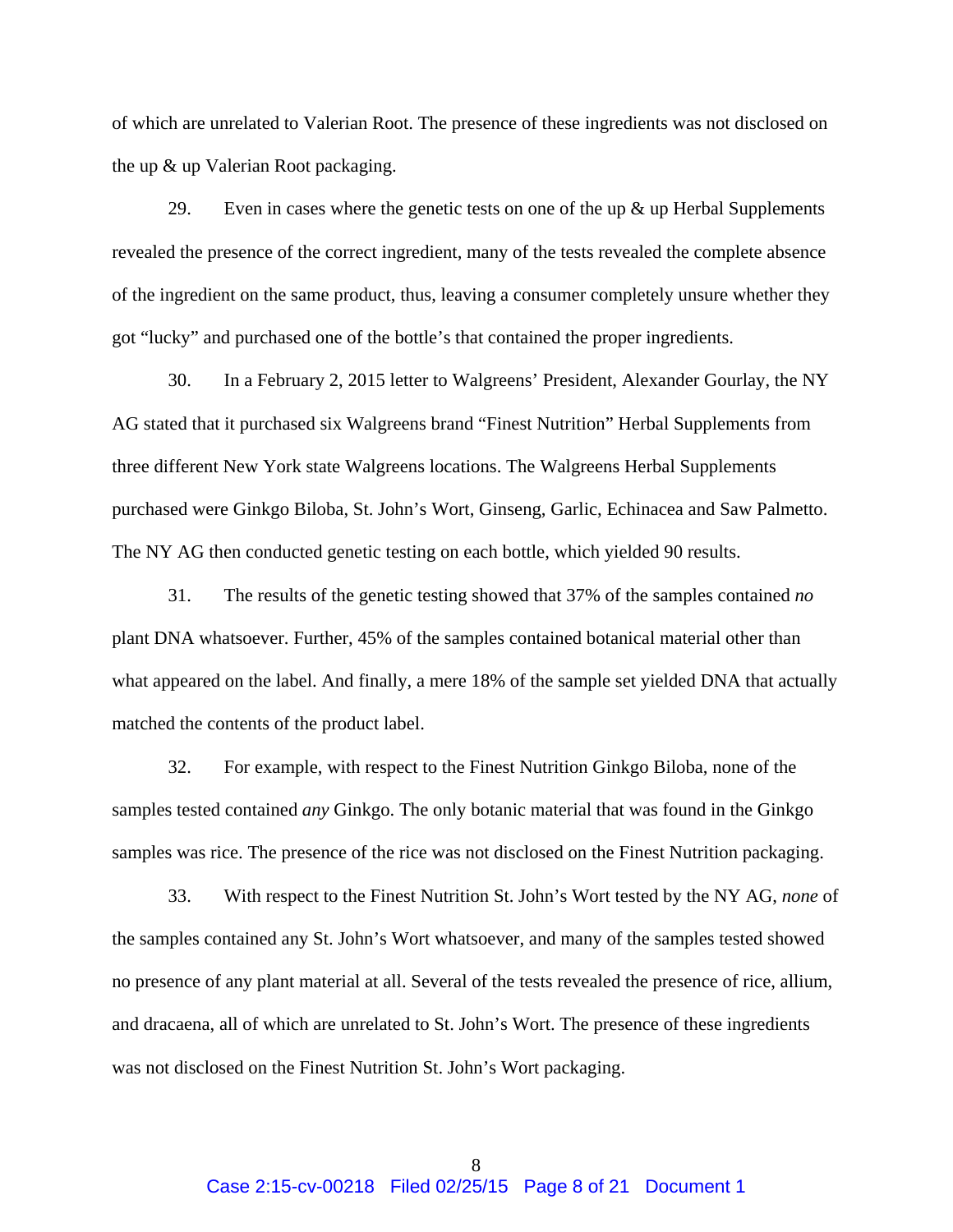of which are unrelated to Valerian Root. The presence of these ingredients was not disclosed on the up & up Valerian Root packaging.

29. Even in cases where the genetic tests on one of the up & up Herbal Supplements revealed the presence of the correct ingredient, many of the tests revealed the complete absence of the ingredient on the same product, thus, leaving a consumer completely unsure whether they got "lucky" and purchased one of the bottle's that contained the proper ingredients.

30. In a February 2, 2015 letter to Walgreens' President, Alexander Gourlay, the NY AG stated that it purchased six Walgreens brand "Finest Nutrition" Herbal Supplements from three different New York state Walgreens locations. The Walgreens Herbal Supplements purchased were Ginkgo Biloba, St. John's Wort, Ginseng, Garlic, Echinacea and Saw Palmetto. The NY AG then conducted genetic testing on each bottle, which yielded 90 results.

31. The results of the genetic testing showed that 37% of the samples contained *no* plant DNA whatsoever. Further, 45% of the samples contained botanical material other than what appeared on the label. And finally, a mere 18% of the sample set yielded DNA that actually matched the contents of the product label.

32. For example, with respect to the Finest Nutrition Ginkgo Biloba, none of the samples tested contained *any* Ginkgo. The only botanic material that was found in the Ginkgo samples was rice. The presence of the rice was not disclosed on the Finest Nutrition packaging.

33. With respect to the Finest Nutrition St. John's Wort tested by the NY AG, *none* of the samples contained any St. John's Wort whatsoever, and many of the samples tested showed no presence of any plant material at all. Several of the tests revealed the presence of rice, allium, and dracaena, all of which are unrelated to St. John's Wort. The presence of these ingredients was not disclosed on the Finest Nutrition St. John's Wort packaging.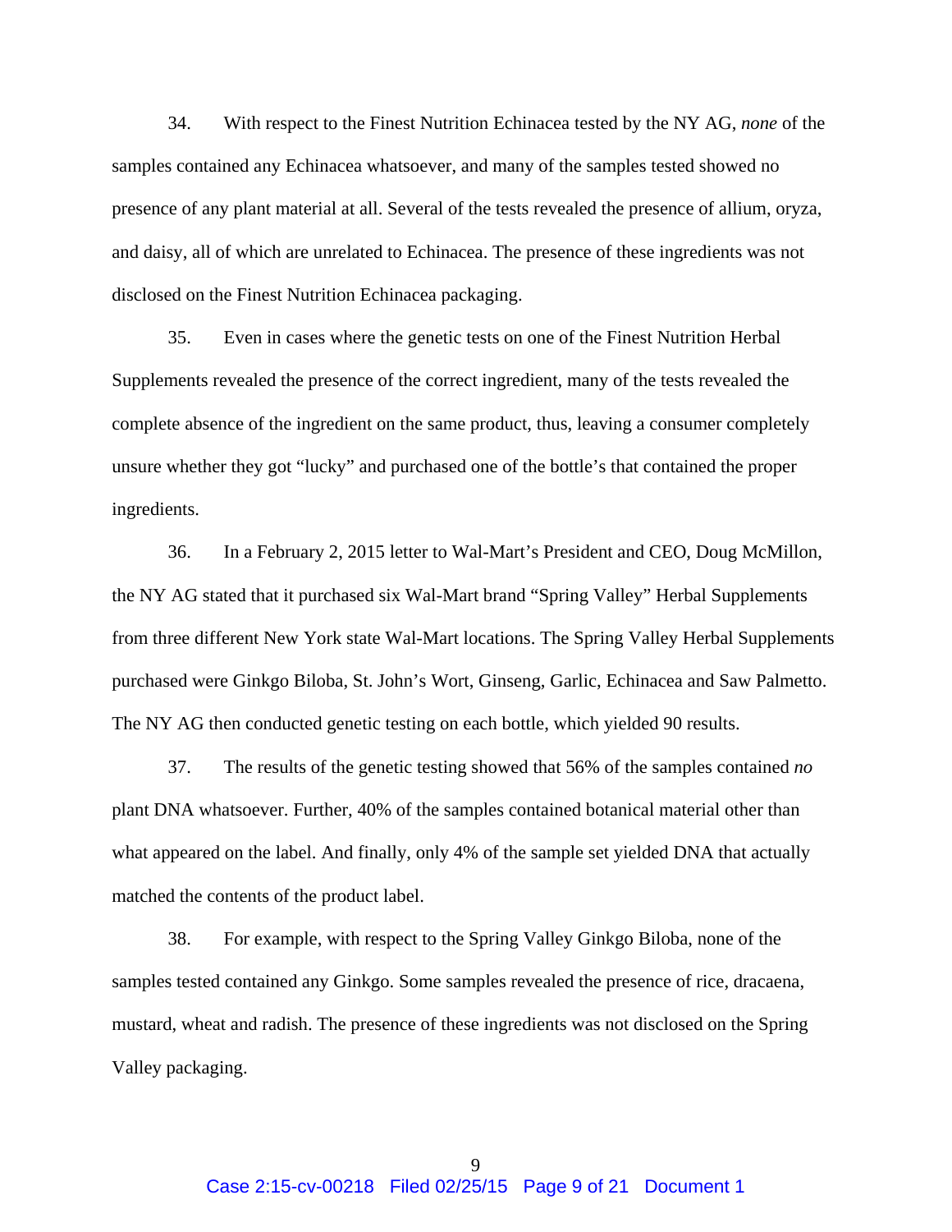34. With respect to the Finest Nutrition Echinacea tested by the NY AG, *none* of the samples contained any Echinacea whatsoever, and many of the samples tested showed no presence of any plant material at all. Several of the tests revealed the presence of allium, oryza, and daisy, all of which are unrelated to Echinacea. The presence of these ingredients was not disclosed on the Finest Nutrition Echinacea packaging.

35. Even in cases where the genetic tests on one of the Finest Nutrition Herbal Supplements revealed the presence of the correct ingredient, many of the tests revealed the complete absence of the ingredient on the same product, thus, leaving a consumer completely unsure whether they got "lucky" and purchased one of the bottle's that contained the proper ingredients.

36. In a February 2, 2015 letter to Wal-Mart's President and CEO, Doug McMillon, the NY AG stated that it purchased six Wal-Mart brand "Spring Valley" Herbal Supplements from three different New York state Wal-Mart locations. The Spring Valley Herbal Supplements purchased were Ginkgo Biloba, St. John's Wort, Ginseng, Garlic, Echinacea and Saw Palmetto. The NY AG then conducted genetic testing on each bottle, which yielded 90 results.

37. The results of the genetic testing showed that 56% of the samples contained *no* plant DNA whatsoever. Further, 40% of the samples contained botanical material other than what appeared on the label. And finally, only 4% of the sample set yielded DNA that actually matched the contents of the product label.

38. For example, with respect to the Spring Valley Ginkgo Biloba, none of the samples tested contained any Ginkgo. Some samples revealed the presence of rice, dracaena, mustard, wheat and radish. The presence of these ingredients was not disclosed on the Spring Valley packaging.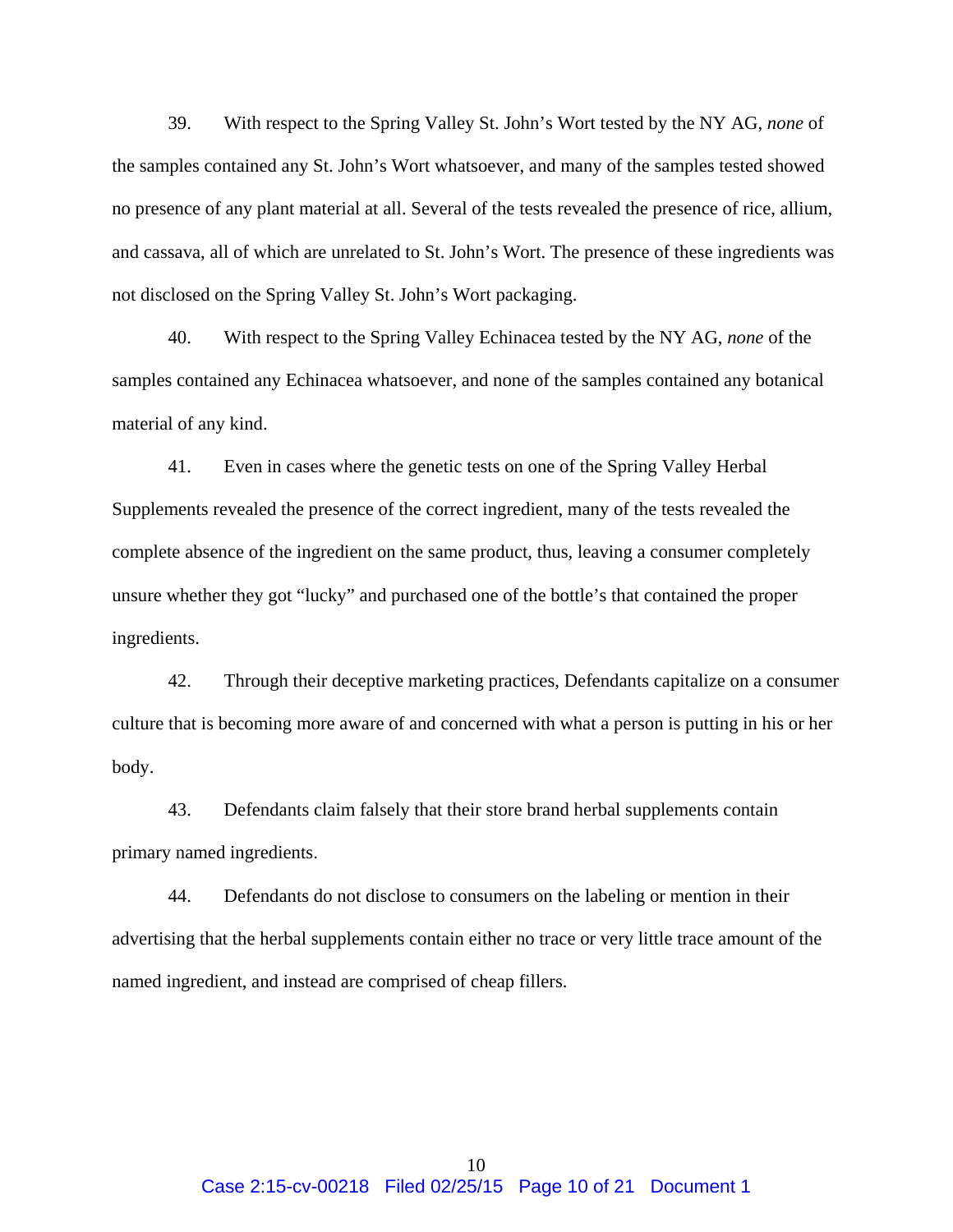39. With respect to the Spring Valley St. John's Wort tested by the NY AG, *none* of the samples contained any St. John's Wort whatsoever, and many of the samples tested showed no presence of any plant material at all. Several of the tests revealed the presence of rice, allium, and cassava, all of which are unrelated to St. John's Wort. The presence of these ingredients was not disclosed on the Spring Valley St. John's Wort packaging.

40. With respect to the Spring Valley Echinacea tested by the NY AG, *none* of the samples contained any Echinacea whatsoever, and none of the samples contained any botanical material of any kind.

41. Even in cases where the genetic tests on one of the Spring Valley Herbal Supplements revealed the presence of the correct ingredient, many of the tests revealed the complete absence of the ingredient on the same product, thus, leaving a consumer completely unsure whether they got "lucky" and purchased one of the bottle's that contained the proper ingredients.

42. Through their deceptive marketing practices, Defendants capitalize on a consumer culture that is becoming more aware of and concerned with what a person is putting in his or her body.

43. Defendants claim falsely that their store brand herbal supplements contain primary named ingredients.

44. Defendants do not disclose to consumers on the labeling or mention in their advertising that the herbal supplements contain either no trace or very little trace amount of the named ingredient, and instead are comprised of cheap fillers.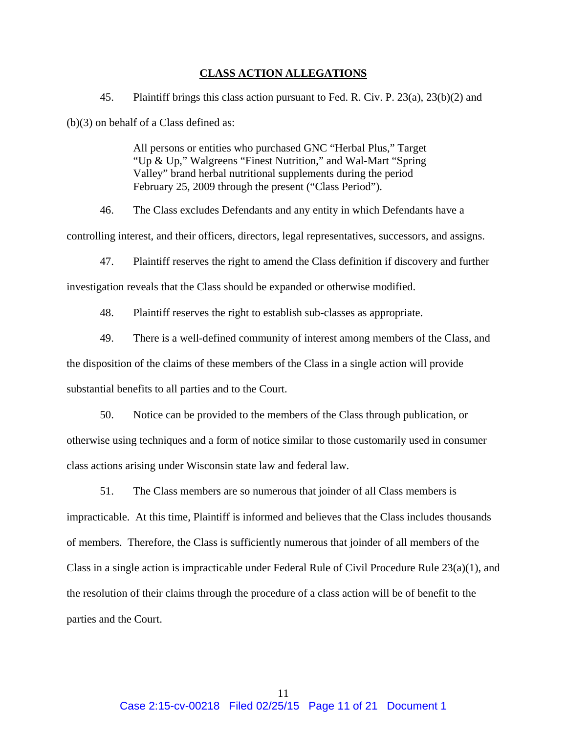## CLASS ACTION ALLEGATIONS

45. Plaintiff brings this class action pursuant to Fed. R. Civ. P. 23(a), 23(b)(2) and (b)(3) on behalf of a Class defined as:

> All persons or entities who purchased GNC "Herbal Plus," Target "Up & Up," Walgreens "Finest Nutrition," and Wal-Mart "Spring Valley" brand herbal nutritional supplements during the period February 25, 2009 through the present ("Class Period").

46. The Class excludes Defendants and any entity in which Defendants have a controlling interest, and their officers, directors, legal representatives, successors, and assigns.

47. Plaintiff reserves the right to amend the Class definition if discovery and further investigation reveals that the Class should be expanded or otherwise modified.

48. Plaintiff reserves the right to establish sub-classes as appropriate.

49. There is a well-defined community of interest among members of the Class, and the disposition of the claims of these members of the Class in a single action will provide substantial benefits to all parties and to the Court.

50. Notice can be provided to the members of the Class through publication, or otherwise using techniques and a form of notice similar to those customarily used in consumer class actions arising under Wisconsin state law and federal law.

51. The Class members are so numerous that joinder of all Class members is impracticable. At this time, Plaintiff is informed and believes that the Class includes thousands of members. Therefore, the Class is sufficiently numerous that joinder of all members of the Class in a single action is impracticable under Federal Rule of Civil Procedure Rule 23(a)(1), and the resolution of their claims through the procedure of a class action will be of benefit to the parties and the Court.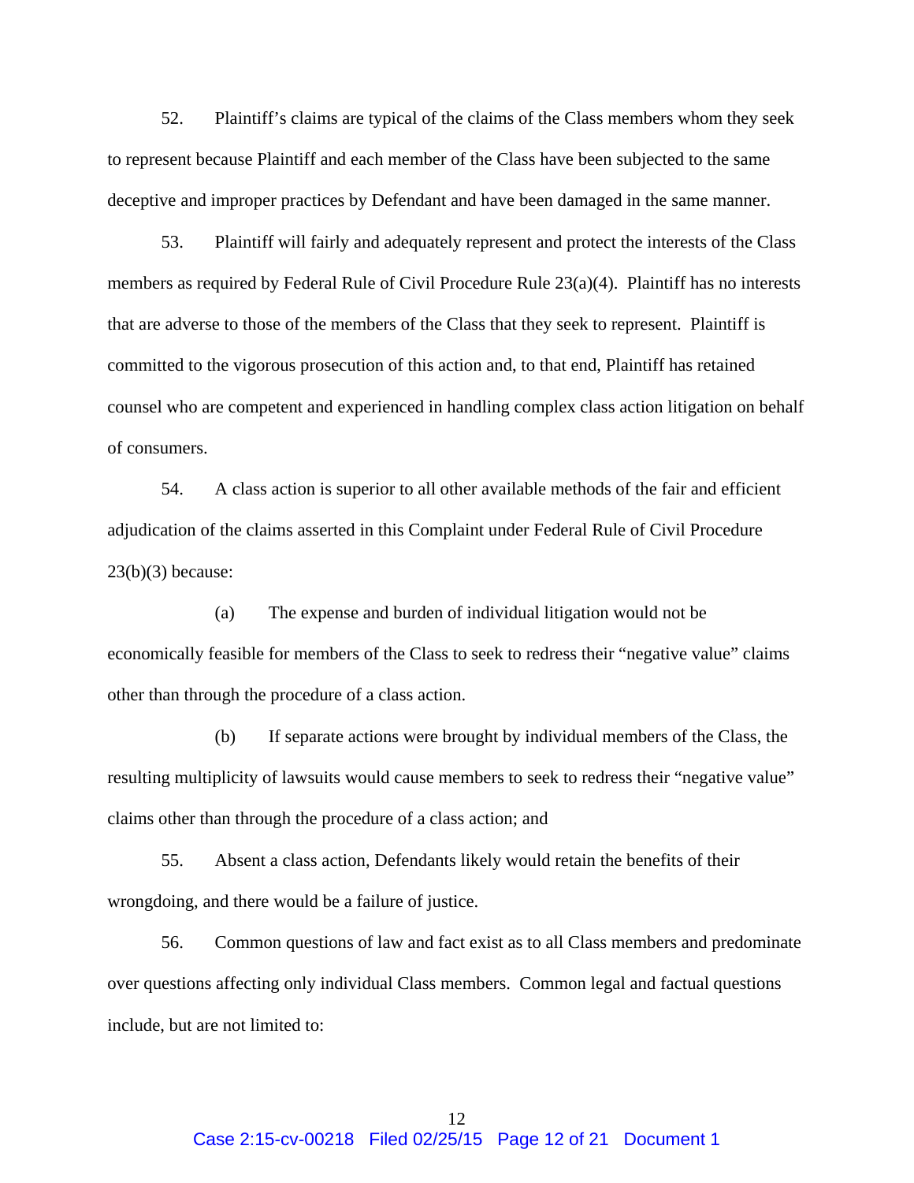52. Plaintiff's claims are typical of the claims of the Class members whom they seek to represent because Plaintiff and each member of the Class have been subjected to the same deceptive and improper practices by Defendant and have been damaged in the same manner.

53. Plaintiff will fairly and adequately represent and protect the interests of the Class members as required by Federal Rule of Civil Procedure Rule 23(a)(4). Plaintiff has no interests that are adverse to those of the members of the Class that they seek to represent. Plaintiff is committed to the vigorous prosecution of this action and, to that end, Plaintiff has retained counsel who are competent and experienced in handling complex class action litigation on behalf of consumers.

54. A class action is superior to all other available methods of the fair and efficient adjudication of the claims asserted in this Complaint under Federal Rule of Civil Procedure 23(b)(3) because:

(a) The expense and burden of individual litigation would not be economically feasible for members of the Class to seek to redress their "negative value" claims other than through the procedure of a class action.

(b) If separate actions were brought by individual members of the Class, the resulting multiplicity of lawsuits would cause members to seek to redress their "negative value" claims other than through the procedure of a class action; and

55. Absent a class action, Defendants likely would retain the benefits of their wrongdoing, and there would be a failure of justice.

56. Common questions of law and fact exist as to all Class members and predominate over questions affecting only individual Class members. Common legal and factual questions include, but are not limited to: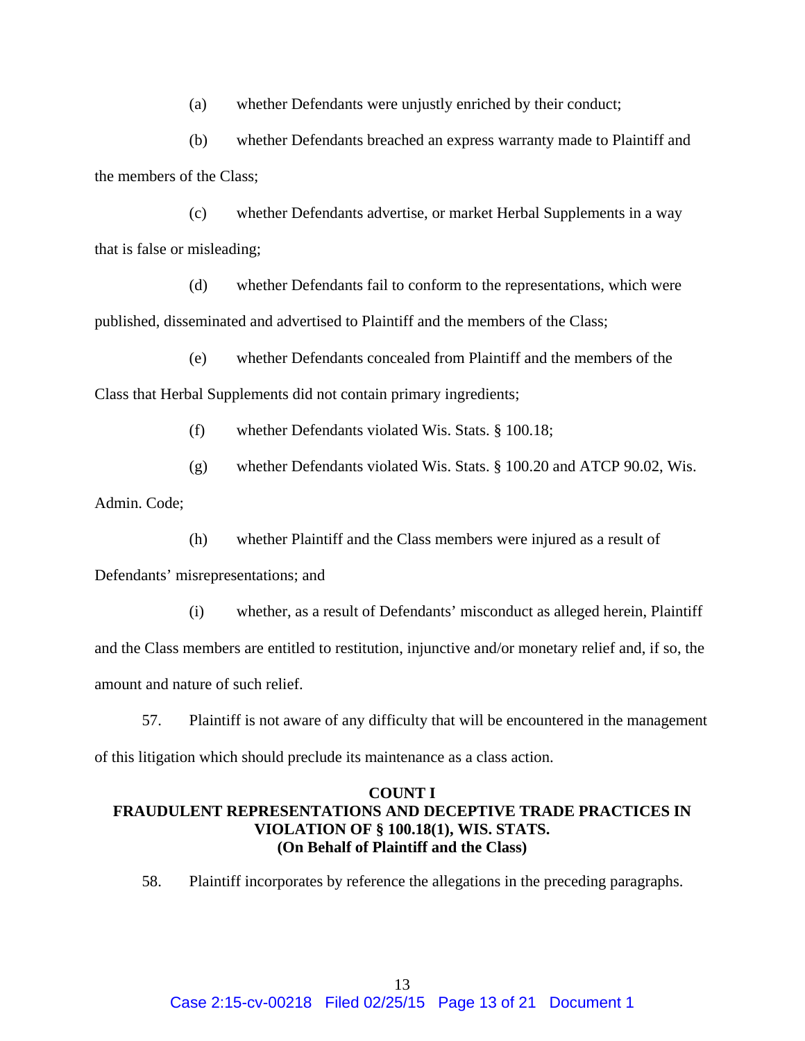(a) whether Defendants were unjustly enriched by their conduct;

(b) whether Defendants breached an express warranty made to Plaintiff and the members of the Class;

(c) whether Defendants advertise, or market Herbal Supplements in a way that is false or misleading;

(d) whether Defendants fail to conform to the representations, which were published, disseminated and advertised to Plaintiff and the members of the Class;

(e) whether Defendants concealed from Plaintiff and the members of the Class that Herbal Supplements did not contain primary ingredients;

(f) whether Defendants violated Wis. Stats. § 100.18;

(g) whether Defendants violated Wis. Stats. § 100.20 and ATCP 90.02, Wis. Admin. Code;

(h) whether Plaintiff and the Class members were injured as a result of Defendants' misrepresentations; and

(i) whether, as a result of Defendants' misconduct as alleged herein, Plaintiff and the Class members are entitled to restitution, injunctive and/or monetary relief and, if so, the amount and nature of such relief.

57. Plaintiff is not aware of any difficulty that will be encountered in the management of this litigation which should preclude its maintenance as a class action.

**COUNT I**
**FRAUDULENT REPRESENTATIONS AND DECEPTIVE TRADE PRACTICES IN VIOLATION OF § 100.18(1), WIS. STATS.**
**(On Behalf of Plaintiff and the Class)**

58. Plaintiff incorporates by reference the allegations in the preceding paragraphs.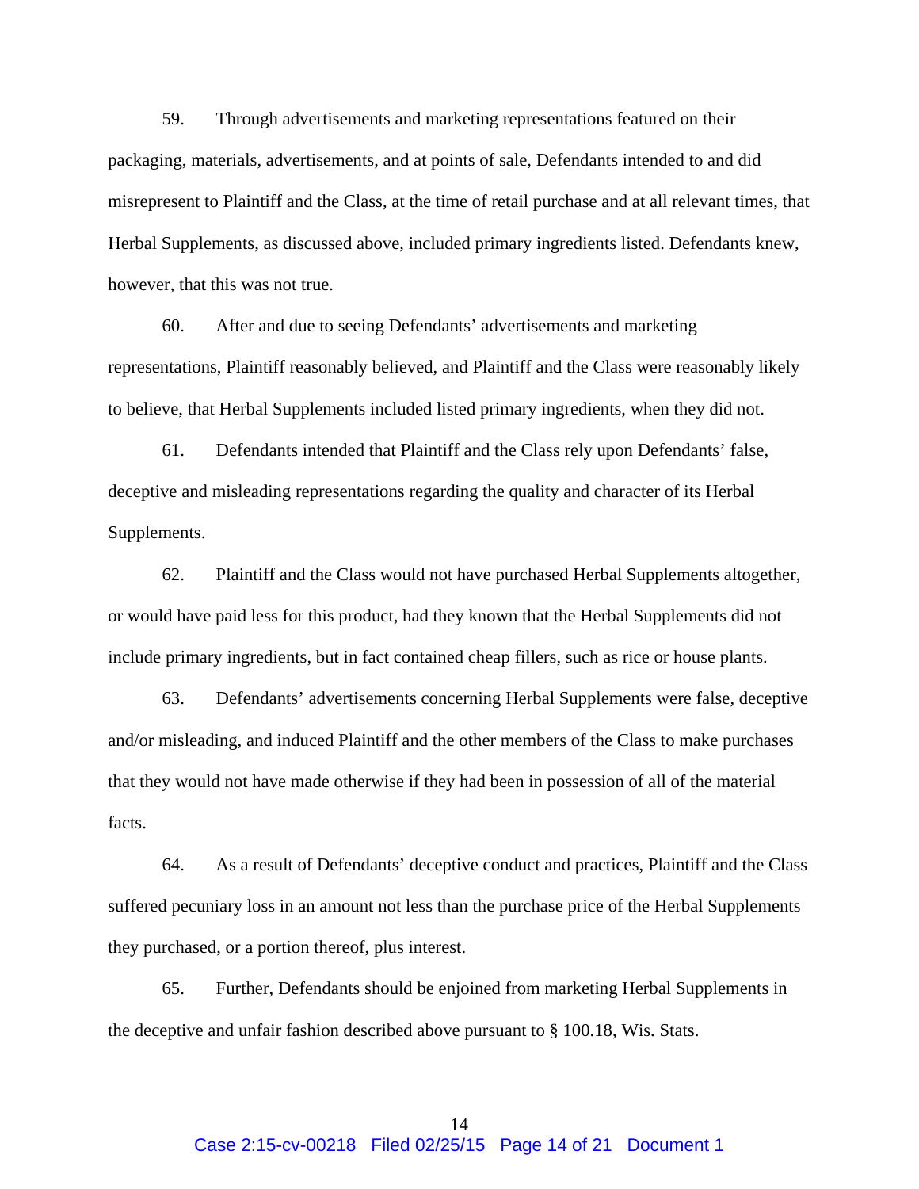59. Through advertisements and marketing representations featured on their packaging, materials, advertisements, and at points of sale, Defendants intended to and did misrepresent to Plaintiff and the Class, at the time of retail purchase and at all relevant times, that Herbal Supplements, as discussed above, included primary ingredients listed. Defendants knew, however, that this was not true.

60. After and due to seeing Defendants' advertisements and marketing representations, Plaintiff reasonably believed, and Plaintiff and the Class were reasonably likely to believe, that Herbal Supplements included listed primary ingredients, when they did not.

61. Defendants intended that Plaintiff and the Class rely upon Defendants' false, deceptive and misleading representations regarding the quality and character of its Herbal Supplements.

62. Plaintiff and the Class would not have purchased Herbal Supplements altogether, or would have paid less for this product, had they known that the Herbal Supplements did not include primary ingredients, but in fact contained cheap fillers, such as rice or house plants.

63. Defendants' advertisements concerning Herbal Supplements were false, deceptive and/or misleading, and induced Plaintiff and the other members of the Class to make purchases that they would not have made otherwise if they had been in possession of all of the material facts.

64. As a result of Defendants' deceptive conduct and practices, Plaintiff and the Class suffered pecuniary loss in an amount not less than the purchase price of the Herbal Supplements they purchased, or a portion thereof, plus interest.

65. Further, Defendants should be enjoined from marketing Herbal Supplements in the deceptive and unfair fashion described above pursuant to § 100.18, Wis. Stats.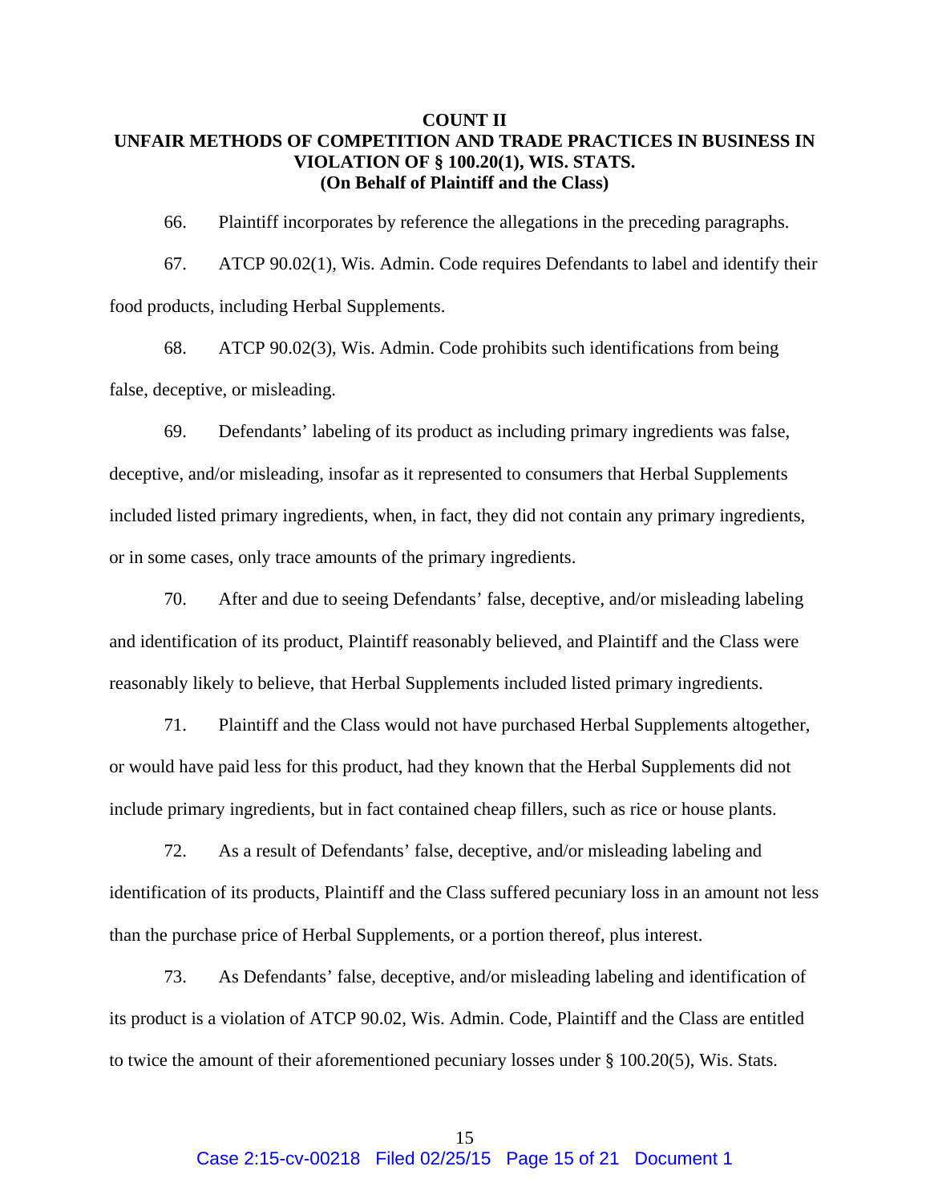**COUNT II**
**UNFAIR METHODS OF COMPETITION AND TRADE PRACTICES IN BUSINESS IN VIOLATION OF § 100.20(1), WIS. STATS.**
**(On Behalf of Plaintiff and the Class)**

66. Plaintiff incorporates by reference the allegations in the preceding paragraphs.

67. ATCP 90.02(1), Wis. Admin. Code requires Defendants to label and identify their food products, including Herbal Supplements.

68. ATCP 90.02(3), Wis. Admin. Code prohibits such identifications from being false, deceptive, or misleading.

69. Defendants' labeling of its product as including primary ingredients was false, deceptive, and/or misleading, insofar as it represented to consumers that Herbal Supplements included listed primary ingredients, when, in fact, they did not contain any primary ingredients, or in some cases, only trace amounts of the primary ingredients.

70. After and due to seeing Defendants' false, deceptive, and/or misleading labeling and identification of its product, Plaintiff reasonably believed, and Plaintiff and the Class were reasonably likely to believe, that Herbal Supplements included listed primary ingredients.

71. Plaintiff and the Class would not have purchased Herbal Supplements altogether, or would have paid less for this product, had they known that the Herbal Supplements did not include primary ingredients, but in fact contained cheap fillers, such as rice or house plants.

72. As a result of Defendants' false, deceptive, and/or misleading labeling and identification of its products, Plaintiff and the Class suffered pecuniary loss in an amount not less than the purchase price of Herbal Supplements, or a portion thereof, plus interest.

73. As Defendants' false, deceptive, and/or misleading labeling and identification of its product is a violation of ATCP 90.02, Wis. Admin. Code, Plaintiff and the Class are entitled to twice the amount of their aforementioned pecuniary losses under § 100.20(5), Wis. Stats.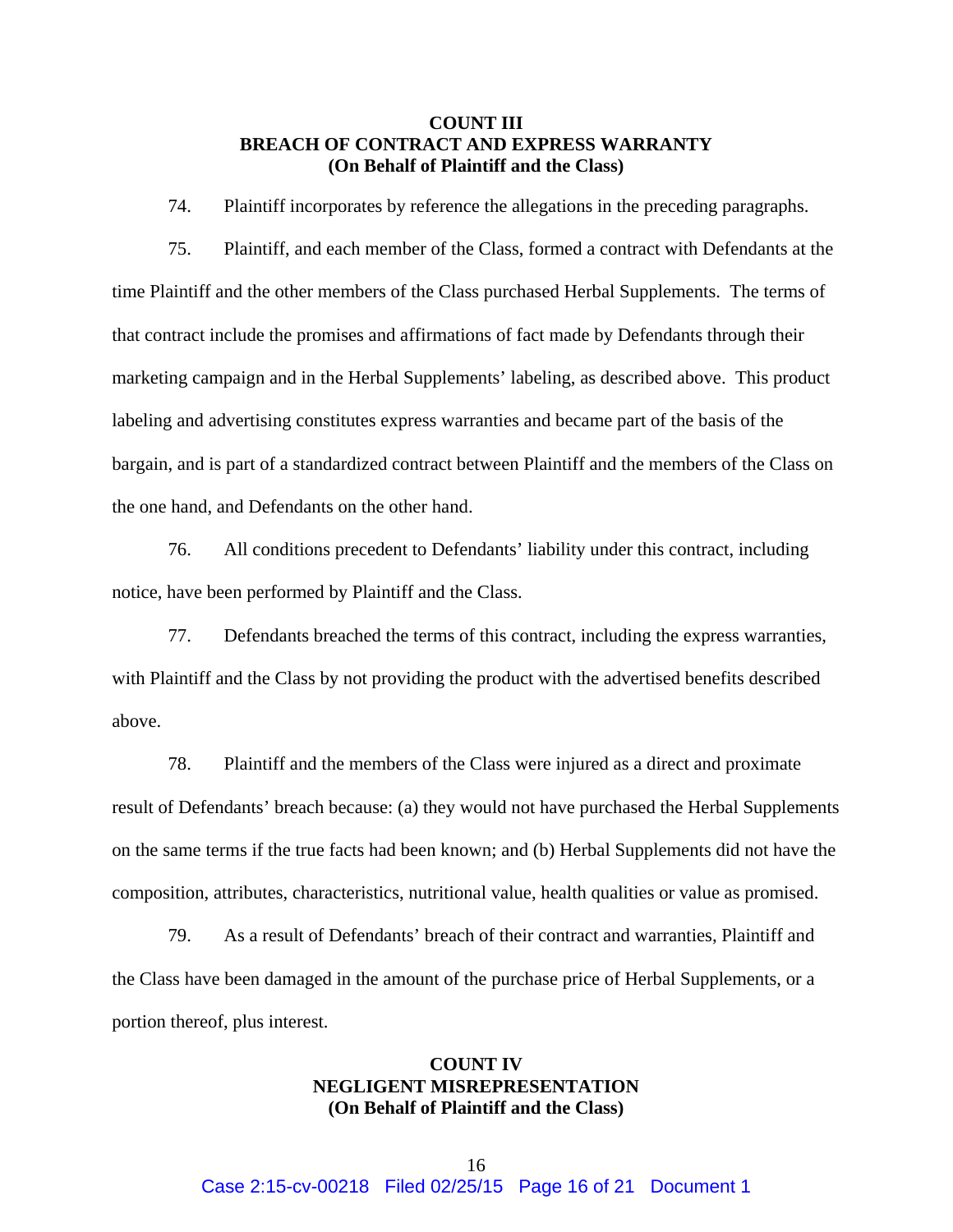**COUNT III**
**BREACH OF CONTRACT AND EXPRESS WARRANTY**
**(On Behalf of Plaintiff and the Class)**

74. Plaintiff incorporates by reference the allegations in the preceding paragraphs.

75. Plaintiff, and each member of the Class, formed a contract with Defendants at the time Plaintiff and the other members of the Class purchased Herbal Supplements. The terms of that contract include the promises and affirmations of fact made by Defendants through their marketing campaign and in the Herbal Supplements' labeling, as described above. This product labeling and advertising constitutes express warranties and became part of the basis of the bargain, and is part of a standardized contract between Plaintiff and the members of the Class on the one hand, and Defendants on the other hand.

76. All conditions precedent to Defendants' liability under this contract, including notice, have been performed by Plaintiff and the Class.

77. Defendants breached the terms of this contract, including the express warranties, with Plaintiff and the Class by not providing the product with the advertised benefits described above.

78. Plaintiff and the members of the Class were injured as a direct and proximate result of Defendants' breach because: (a) they would not have purchased the Herbal Supplements on the same terms if the true facts had been known; and (b) Herbal Supplements did not have the composition, attributes, characteristics, nutritional value, health qualities or value as promised.

79. As a result of Defendants' breach of their contract and warranties, Plaintiff and the Class have been damaged in the amount of the purchase price of Herbal Supplements, or a portion thereof, plus interest.

**COUNT IV**
**NEGLIGENT MISREPRESENTATION**
**(On Behalf of Plaintiff and the Class)**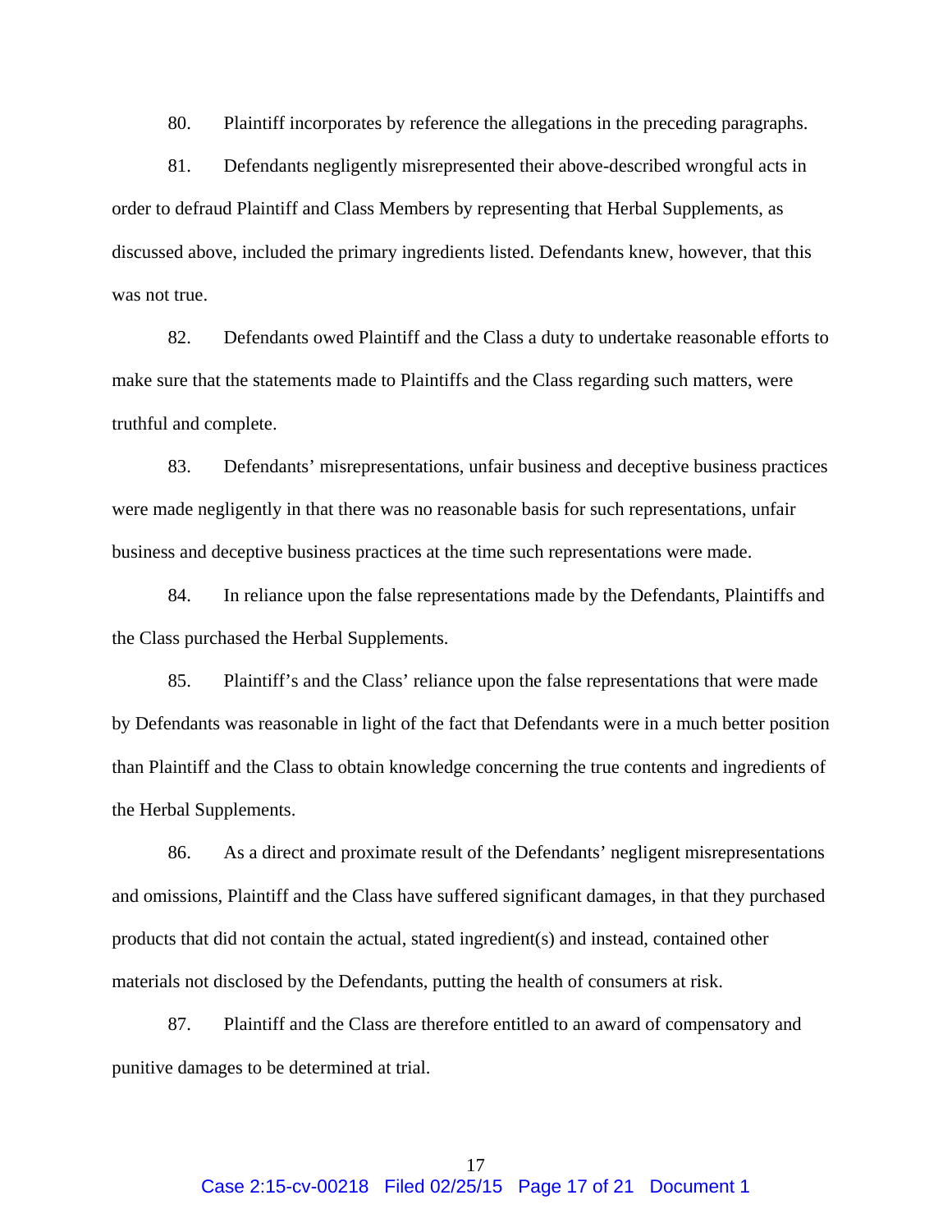80. Plaintiff incorporates by reference the allegations in the preceding paragraphs.

81. Defendants negligently misrepresented their above-described wrongful acts in order to defraud Plaintiff and Class Members by representing that Herbal Supplements, as discussed above, included the primary ingredients listed. Defendants knew, however, that this was not true.

82. Defendants owed Plaintiff and the Class a duty to undertake reasonable efforts to make sure that the statements made to Plaintiffs and the Class regarding such matters, were truthful and complete.

83. Defendants' misrepresentations, unfair business and deceptive business practices were made negligently in that there was no reasonable basis for such representations, unfair business and deceptive business practices at the time such representations were made.

84. In reliance upon the false representations made by the Defendants, Plaintiffs and the Class purchased the Herbal Supplements.

85. Plaintiff's and the Class' reliance upon the false representations that were made by Defendants was reasonable in light of the fact that Defendants were in a much better position than Plaintiff and the Class to obtain knowledge concerning the true contents and ingredients of the Herbal Supplements.

86. As a direct and proximate result of the Defendants' negligent misrepresentations and omissions, Plaintiff and the Class have suffered significant damages, in that they purchased products that did not contain the actual, stated ingredient(s) and instead, contained other materials not disclosed by the Defendants, putting the health of consumers at risk.

87. Plaintiff and the Class are therefore entitled to an award of compensatory and punitive damages to be determined at trial.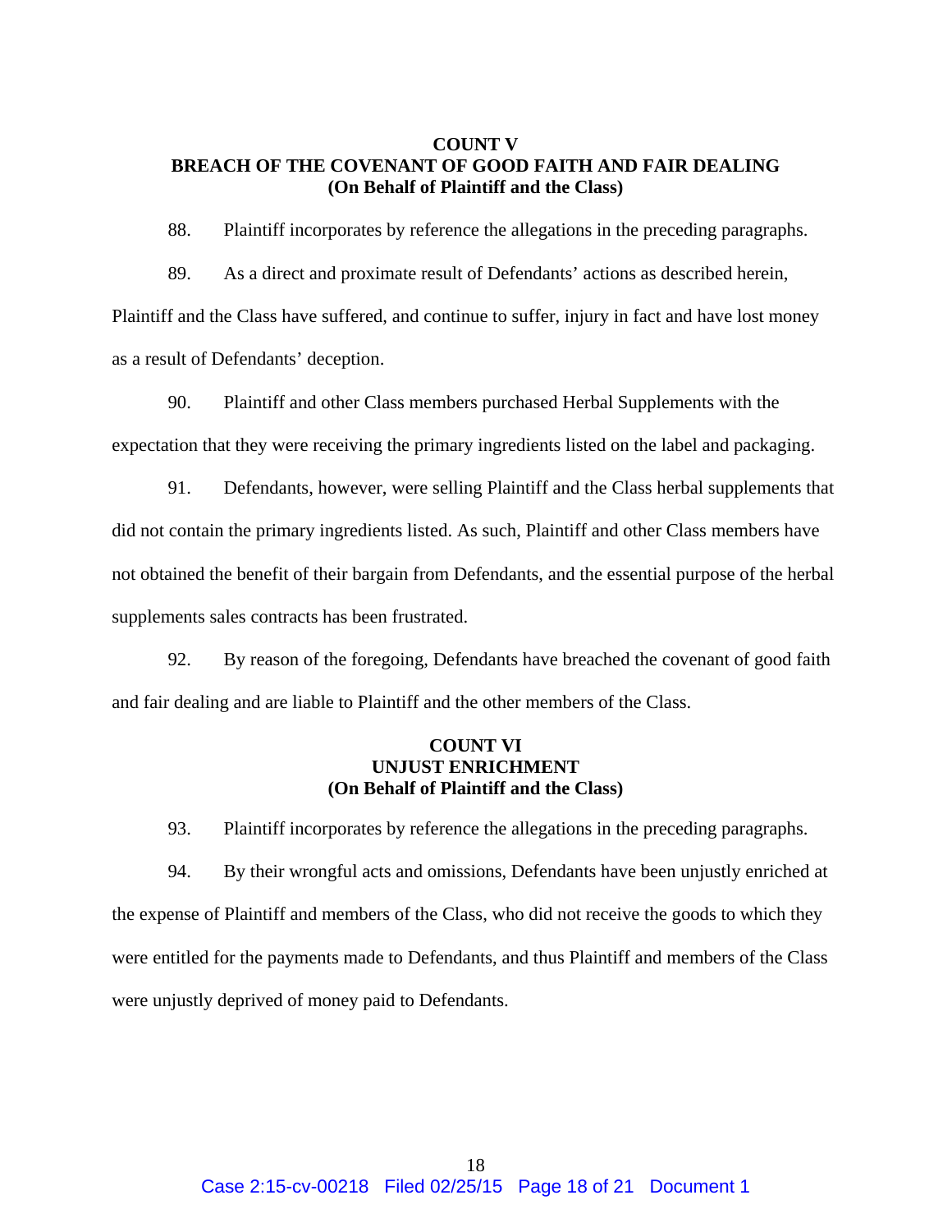**COUNT V**
**BREACH OF THE COVENANT OF GOOD FAITH AND FAIR DEALING**
**(On Behalf of Plaintiff and the Class)**

88. Plaintiff incorporates by reference the allegations in the preceding paragraphs.

89. As a direct and proximate result of Defendants' actions as described herein, Plaintiff and the Class have suffered, and continue to suffer, injury in fact and have lost money as a result of Defendants' deception.

90. Plaintiff and other Class members purchased Herbal Supplements with the expectation that they were receiving the primary ingredients listed on the label and packaging.

91. Defendants, however, were selling Plaintiff and the Class herbal supplements that did not contain the primary ingredients listed. As such, Plaintiff and other Class members have not obtained the benefit of their bargain from Defendants, and the essential purpose of the herbal supplements sales contracts has been frustrated.

92. By reason of the foregoing, Defendants have breached the covenant of good faith and fair dealing and are liable to Plaintiff and the other members of the Class.

**COUNT VI**
**UNJUST ENRICHMENT**
**(On Behalf of Plaintiff and the Class)**

93. Plaintiff incorporates by reference the allegations in the preceding paragraphs.

94. By their wrongful acts and omissions, Defendants have been unjustly enriched at the expense of Plaintiff and members of the Class, who did not receive the goods to which they were entitled for the payments made to Defendants, and thus Plaintiff and members of the Class were unjustly deprived of money paid to Defendants.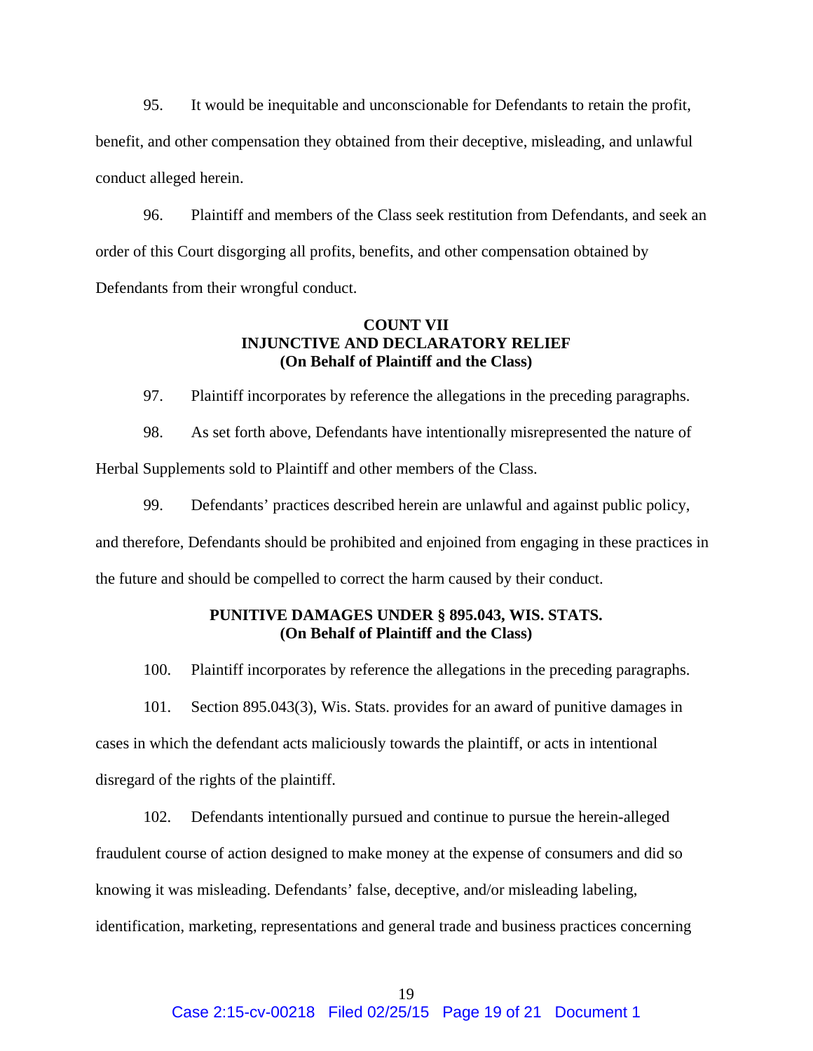95. It would be inequitable and unconscionable for Defendants to retain the profit, benefit, and other compensation they obtained from their deceptive, misleading, and unlawful conduct alleged herein.

96. Plaintiff and members of the Class seek restitution from Defendants, and seek an order of this Court disgorging all profits, benefits, and other compensation obtained by Defendants from their wrongful conduct.

**COUNT VII**
**INJUNCTIVE AND DECLARATORY RELIEF**
**(On Behalf of Plaintiff and the Class)**

97. Plaintiff incorporates by reference the allegations in the preceding paragraphs.

98. As set forth above, Defendants have intentionally misrepresented the nature of Herbal Supplements sold to Plaintiff and other members of the Class.

99. Defendants' practices described herein are unlawful and against public policy, and therefore, Defendants should be prohibited and enjoined from engaging in these practices in the future and should be compelled to correct the harm caused by their conduct.

**PUNITIVE DAMAGES UNDER § 895.043, WIS. STATS.**
**(On Behalf of Plaintiff and the Class)**

100. Plaintiff incorporates by reference the allegations in the preceding paragraphs.

101. Section 895.043(3), Wis. Stats. provides for an award of punitive damages in cases in which the defendant acts maliciously towards the plaintiff, or acts in intentional disregard of the rights of the plaintiff.

102. Defendants intentionally pursued and continue to pursue the herein-alleged fraudulent course of action designed to make money at the expense of consumers and did so knowing it was misleading. Defendants' false, deceptive, and/or misleading labeling, identification, marketing, representations and general trade and business practices concerning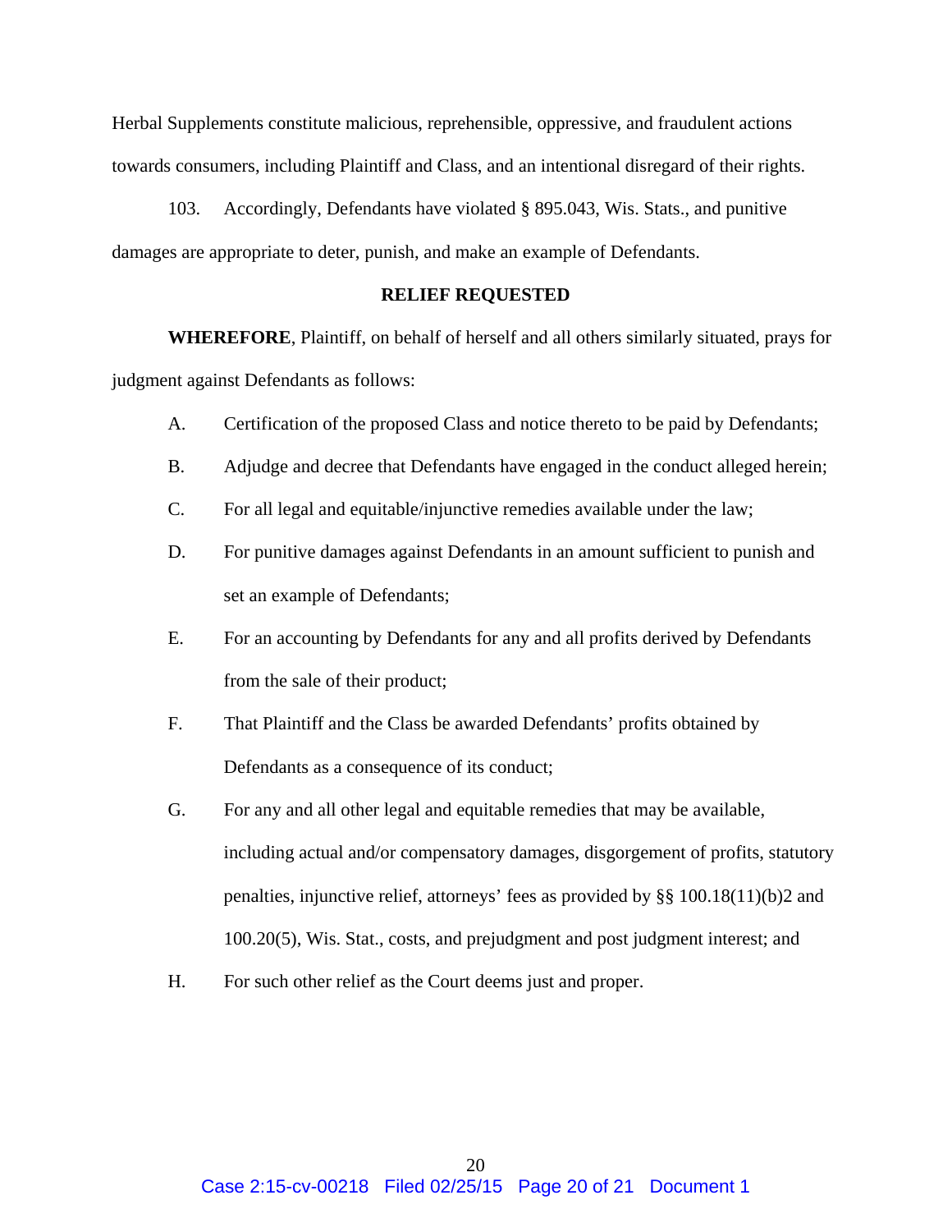Herbal Supplements constitute malicious, reprehensible, oppressive, and fraudulent actions towards consumers, including Plaintiff and Class, and an intentional disregard of their rights.

103. Accordingly, Defendants have violated § 895.043, Wis. Stats., and punitive damages are appropriate to deter, punish, and make an example of Defendants.

**RELIEF REQUESTED**

**WHEREFORE**, Plaintiff, on behalf of herself and all others similarly situated, prays for judgment against Defendants as follows:

A. Certification of the proposed Class and notice thereto to be paid by Defendants;

B. Adjudge and decree that Defendants have engaged in the conduct alleged herein;

C. For all legal and equitable/injunctive remedies available under the law;

D. For punitive damages against Defendants in an amount sufficient to punish and set an example of Defendants;

E. For an accounting by Defendants for any and all profits derived by Defendants from the sale of their product;

F. That Plaintiff and the Class be awarded Defendants' profits obtained by Defendants as a consequence of its conduct;

G. For any and all other legal and equitable remedies that may be available, including actual and/or compensatory damages, disgorgement of profits, statutory penalties, injunctive relief, attorneys' fees as provided by §§ 100.18(11)(b)2 and 100.20(5), Wis. Stat., costs, and prejudgment and post judgment interest; and

H. For such other relief as the Court deems just and proper.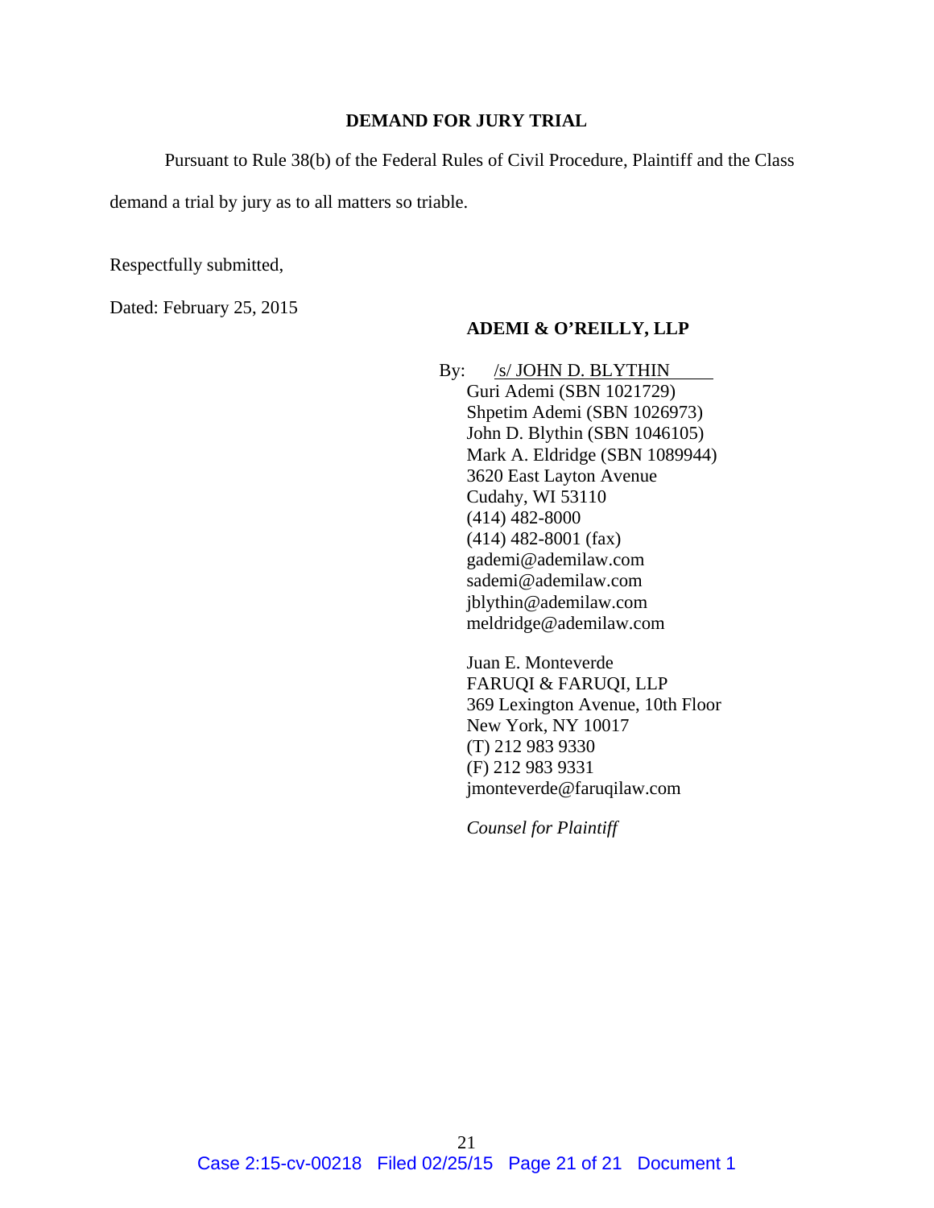## DEMAND FOR JURY TRIAL

Pursuant to Rule 38(b) of the Federal Rules of Civil Procedure, Plaintiff and the Class demand a trial by jury as to all matters so triable.

Respectfully submitted,

Dated: February 25, 2015

**ADEMI & O'REILLY, LLP**

By: /s/ JOHN D. BLYTHIN
Guri Ademi (SBN 1021729)
Shpetim Ademi (SBN 1026973)
John D. Blythin (SBN 1046105)
Mark A. Eldridge (SBN 1089944)
3620 East Layton Avenue
Cudahy, WI 53110
(414) 482-8000
(414) 482-8001 (fax)
gademi@ademilaw.com
sademi@ademilaw.com
jblythin@ademilaw.com
meldridge@ademilaw.com

Juan E. Monteverde
FARUQI & FARUQI, LLP
369 Lexington Avenue, 10th Floor
New York, NY 10017
(T) 212 983 9330
(F) 212 983 9331
jmonteverde@faruqilaw.com

*Counsel for Plaintiff*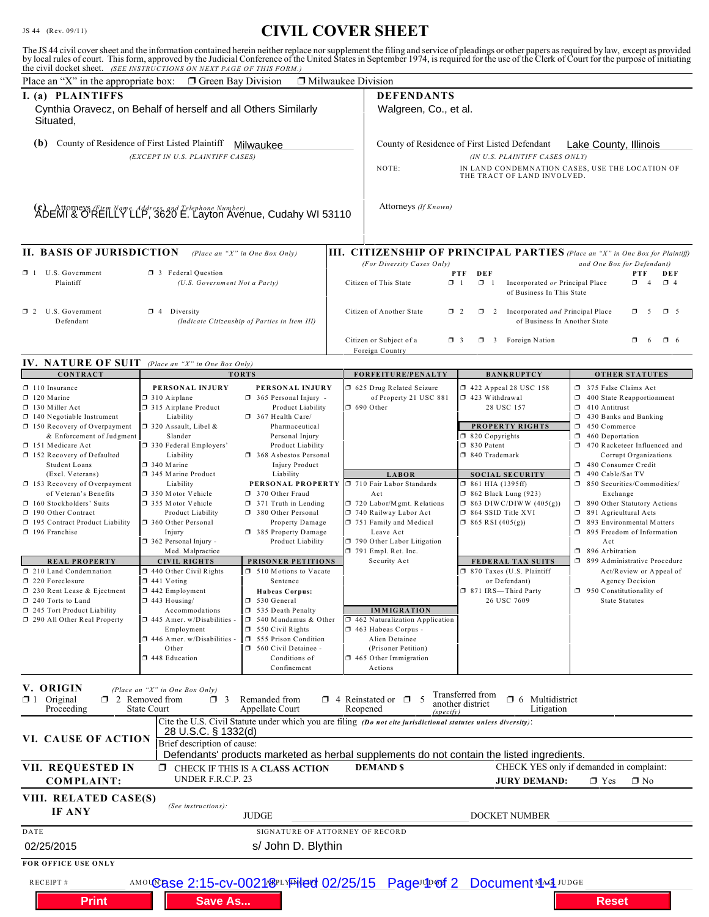JS 44 (Rev. 09/11)

# CIVIL COVER SHEET

The JS 44 civil cover sheet and the information contained herein neither replace nor supplement the filing and service of pleadings or other papers as required by law, except as provided by local rules of court. This form, approved by the Judicial Conference of the United States in September 1974, is required for the use of the Clerk of Court for the purpose of initiating the civil docket sheet. *(SEE INSTRUCTIONS ON NEXT PAGE OF THIS FORM.)*

Place an "X" in the appropriate box: ❒ Green Bay Division ❒ Milwaukee Division

## I. (a) PLAINTIFFS

Cynthia Oravecz, on Behalf of herself and all Others Similarly Situated,

**(b)** County of Residence of First Listed Plaintiff: Milwaukee
*(EXCEPT IN U.S. PLAINTIFF CASES)*

**(c)** Attorneys *(Firm Name, Address, and Telephone Number)*
ADEMI & O'REILLY LLP, 3620 E. Layton Avenue, Cudahy WI 53110

## DEFENDANTS

Walgreen, Co., et al.

County of Residence of First Listed Defendant: Lake County, Illinois
*(IN U.S. PLAINTIFF CASES ONLY)*

NOTE: IN LAND CONDEMNATION CASES, USE THE LOCATION OF THE TRACT OF LAND INVOLVED.

Attorneys *(If Known)*

## II. BASIS OF JURISDICTION *(Place an "X" in One Box Only)*

- ❒ 1 U.S. Government Plaintiff
- ❒ 3 Federal Question *(U.S. Government Not a Party)*
- ❒ 2 U.S. Government Defendant
- ❒ 4 Diversity *(Indicate Citizenship of Parties in Item III)*

## III. CITIZENSHIP OF PRINCIPAL PARTIES *(Place an "X" in One Box for Plaintiff and One Box for Defendant)*

*(For Diversity Cases Only)*

| | PTF | DEF | | PTF | DEF |
|---|---|---|---|---|---|
| Citizen of This State | ❒ 1 | ❒ 1 | Incorporated *or* Principal Place of Business In This State | ❒ 4 | ❒ 4 |
| Citizen of Another State | ❒ 2 | ❒ 2 | Incorporated *and* Principal Place of Business In Another State | ❒ 5 | ❒ 5 |
| Citizen or Subject of a Foreign Country | ❒ 3 | ❒ 3 | Foreign Nation | ❒ 6 | ❒ 6 |

## IV. NATURE OF SUIT *(Place an "X" in One Box Only)*

**CONTRACT**
- ❒ 110 Insurance
- ❒ 120 Marine
- ❒ 130 Miller Act
- ❒ 140 Negotiable Instrument
- ❒ 150 Recovery of Overpayment & Enforcement of Judgment
- ❒ 151 Medicare Act
- ❒ 152 Recovery of Defaulted Student Loans (Excl. Veterans)
- ❒ 153 Recovery of Overpayment of Veteran's Benefits
- ❒ 160 Stockholders' Suits
- ❒ 190 Other Contract
- ❒ 195 Contract Product Liability
- ❒ 196 Franchise

**REAL PROPERTY**
- ❒ 210 Land Condemnation
- ❒ 220 Foreclosure
- ❒ 230 Rent Lease & Ejectment
- ❒ 240 Torts to Land
- ❒ 245 Tort Product Liability
- ❒ 290 All Other Real Property

**TORTS**

PERSONAL INJURY
- ❒ 310 Airplane
- ❒ 315 Airplane Product Liability
- ❒ 320 Assault, Libel & Slander
- ❒ 330 Federal Employers' Liability
- ❒ 340 Marine
- ❒ 345 Marine Product Liability
- ❒ 350 Motor Vehicle
- ❒ 355 Motor Vehicle Product Liability
- ❒ 360 Other Personal Injury
- ❒ 362 Personal Injury - Med. Malpractice

PERSONAL INJURY
- ❒ 365 Personal Injury - Product Liability
- ❒ 367 Health Care/ Pharmaceutical Personal Injury Product Liability
- ❒ 368 Asbestos Personal Injury Product Liability

PERSONAL PROPERTY
- ❒ 370 Other Fraud
- ❒ 371 Truth in Lending
- ❒ 380 Other Personal Property Damage
- ❒ 385 Property Damage Product Liability

**CIVIL RIGHTS**
- ❒ 440 Other Civil Rights
- ❒ 441 Voting
- ❒ 442 Employment
- ❒ 443 Housing/ Accommodations
- ❒ 445 Amer. w/Disabilities - Employment
- ❒ 446 Amer. w/Disabilities - Other
- ❒ 448 Education

**PRISONER PETITIONS**
- ❒ 510 Motions to Vacate Sentence

Habeas Corpus:
- ❒ 530 General
- ❒ 535 Death Penalty
- ❒ 540 Mandamus & Other
- ❒ 550 Civil Rights
- ❒ 555 Prison Condition
- ❒ 560 Civil Detainee - Conditions of Confinement

**FORFEITURE/PENALTY**
- ❒ 625 Drug Related Seizure of Property 21 USC 881
- ❒ 690 Other

**LABOR**
- ❒ 710 Fair Labor Standards Act
- ❒ 720 Labor/Mgmt. Relations
- ❒ 740 Railway Labor Act
- ❒ 751 Family and Medical Leave Act
- ❒ 790 Other Labor Litigation
- ❒ 791 Empl. Ret. Inc. Security Act

**IMMIGRATION**
- ❒ 462 Naturalization Application
- ❒ 463 Habeas Corpus - Alien Detainee (Prisoner Petition)
- ❒ 465 Other Immigration Actions

**BANKRUPTCY**
- ❒ 422 Appeal 28 USC 158
- ❒ 423 Withdrawal 28 USC 157

**PROPERTY RIGHTS**
- ❒ 820 Copyrights
- ❒ 830 Patent
- ❒ 840 Trademark

**SOCIAL SECURITY**
- ❒ 861 HIA (1395ff)
- ❒ 862 Black Lung (923)
- ❒ 863 DIWC/DIWW (405(g))
- ❒ 864 SSID Title XVI
- ❒ 865 RSI (405(g))

**FEDERAL TAX SUITS**
- ❒ 870 Taxes (U.S. Plaintiff or Defendant)
- ❒ 871 IRS—Third Party 26 USC 7609

**OTHER STATUTES**
- ❒ 375 False Claims Act
- ❒ 400 State Reapportionment
- ❒ 410 Antitrust
- ❒ 430 Banks and Banking
- ❒ 450 Commerce
- ❒ 460 Deportation
- ❒ 470 Racketeer Influenced and Corrupt Organizations
- ❒ 480 Consumer Credit
- ❒ 490 Cable/Sat TV
- ❒ 850 Securities/Commodities/ Exchange
- ❒ 890 Other Statutory Actions
- ❒ 891 Agricultural Acts
- ❒ 893 Environmental Matters
- ❒ 895 Freedom of Information Act
- ❒ 896 Arbitration
- ❒ 899 Administrative Procedure Act/Review or Appeal of Agency Decision
- ❒ 950 Constitutionality of State Statutes

## V. ORIGIN *(Place an "X" in One Box Only)*

❒ 1 Original Proceeding ❒ 2 Removed from State Court ❒ 3 Remanded from Appellate Court ❒ 4 Reinstated or Reopened ❒ 5 Transferred from another district *(specify)* ❒ 6 Multidistrict Litigation

## VI. CAUSE OF ACTION

Cite the U.S. Civil Statute under which you are filing *(Do not cite jurisdictional statutes unless diversity)*:
28 U.S.C. § 1332(d)

Brief description of cause:
Defendants' products marketed as herbal supplements do not contain the listed ingredients.

## VII. REQUESTED IN COMPLAINT:

❒ CHECK IF THIS IS A CLASS ACTION UNDER F.R.C.P. 23

DEMAND $

CHECK YES only if demanded in complaint:
JURY DEMAND: ❒ Yes ❒ No

## VIII. RELATED CASE(S) IF ANY

*(See instructions)*: JUDGE DOCKET NUMBER

DATE: 02/25/2015

SIGNATURE OF ATTORNEY OF RECORD: s/ John D. Blythin

**FOR OFFICE USE ONLY**

RECEIPT # AMOUNT APPLYING IFP JUDGE MAG. JUDGE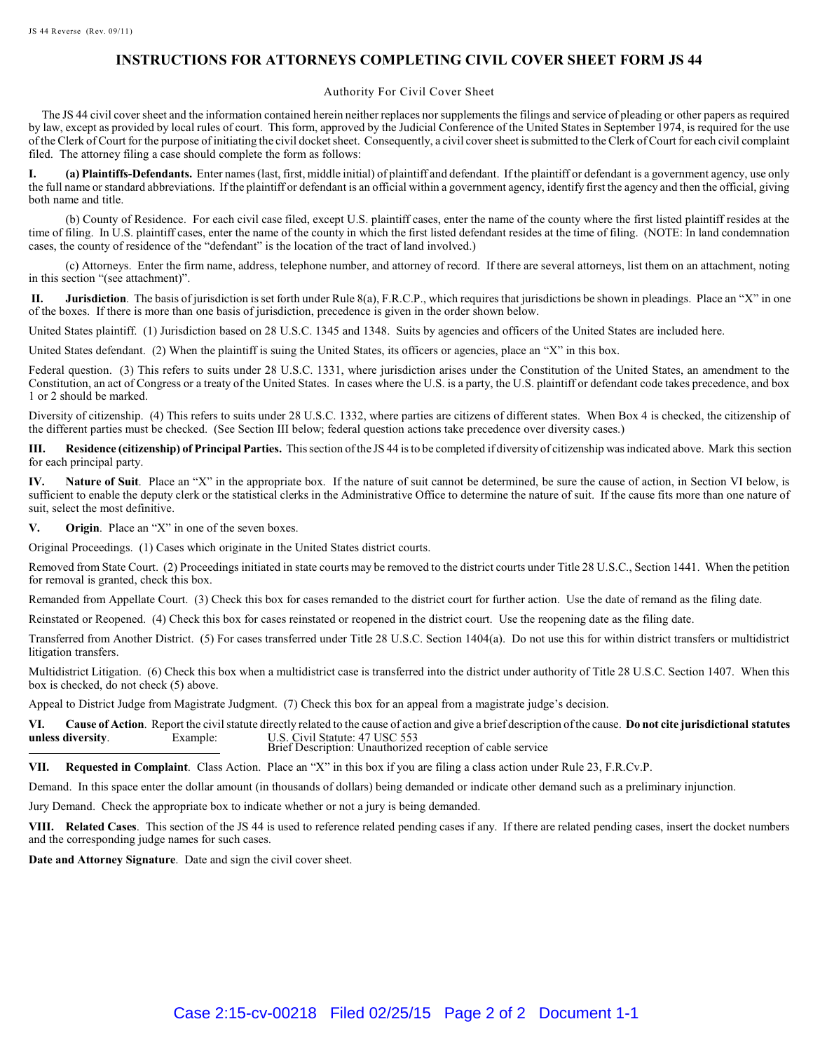JS 44 Reverse (Rev. 09/11)

# INSTRUCTIONS FOR ATTORNEYS COMPLETING CIVIL COVER SHEET FORM JS 44

Authority For Civil Cover Sheet

The JS 44 civil cover sheet and the information contained herein neither replaces nor supplements the filings and service of pleading or other papers as required by law, except as provided by local rules of court. This form, approved by the Judicial Conference of the United States in September 1974, is required for the use of the Clerk of Court for the purpose of initiating the civil docket sheet. Consequently, a civil cover sheet is submitted to the Clerk of Court for each civil complaint filed. The attorney filing a case should complete the form as follows:

**I. (a) Plaintiffs-Defendants.** Enter names (last, first, middle initial) of plaintiff and defendant. If the plaintiff or defendant is a government agency, use only the full name or standard abbreviations. If the plaintiff or defendant is an official within a government agency, identify first the agency and then the official, giving both name and title.

(b) County of Residence. For each civil case filed, except U.S. plaintiff cases, enter the name of the county where the first listed plaintiff resides at the time of filing. In U.S. plaintiff cases, enter the name of the county in which the first listed defendant resides at the time of filing. (NOTE: In land condemnation cases, the county of residence of the "defendant" is the location of the tract of land involved.)

(c) Attorneys. Enter the firm name, address, telephone number, and attorney of record. If there are several attorneys, list them on an attachment, noting in this section "(see attachment)".

**II. Jurisdiction**. The basis of jurisdiction is set forth under Rule 8(a), F.R.C.P., which requires that jurisdictions be shown in pleadings. Place an "X" in one of the boxes. If there is more than one basis of jurisdiction, precedence is given in the order shown below.

United States plaintiff. (1) Jurisdiction based on 28 U.S.C. 1345 and 1348. Suits by agencies and officers of the United States are included here.

United States defendant. (2) When the plaintiff is suing the United States, its officers or agencies, place an "X" in this box.

Federal question. (3) This refers to suits under 28 U.S.C. 1331, where jurisdiction arises under the Constitution of the United States, an amendment to the Constitution, an act of Congress or a treaty of the United States. In cases where the U.S. is a party, the U.S. plaintiff or defendant code takes precedence, and box 1 or 2 should be marked.

Diversity of citizenship. (4) This refers to suits under 28 U.S.C. 1332, where parties are citizens of different states. When Box 4 is checked, the citizenship of the different parties must be checked. (See Section III below; federal question actions take precedence over diversity cases.)

**III. Residence (citizenship) of Principal Parties.** This section of the JS 44 is to be completed if diversity of citizenship was indicated above. Mark this section for each principal party.

**IV. Nature of Suit**. Place an "X" in the appropriate box. If the nature of suit cannot be determined, be sure the cause of action, in Section VI below, is sufficient to enable the deputy clerk or the statistical clerks in the Administrative Office to determine the nature of suit. If the cause fits more than one nature of suit, select the most definitive.

**V. Origin**. Place an "X" in one of the seven boxes.

Original Proceedings. (1) Cases which originate in the United States district courts.

Removed from State Court. (2) Proceedings initiated in state courts may be removed to the district courts under Title 28 U.S.C., Section 1441. When the petition for removal is granted, check this box.

Remanded from Appellate Court. (3) Check this box for cases remanded to the district court for further action. Use the date of remand as the filing date.

Reinstated or Reopened. (4) Check this box for cases reinstated or reopened in the district court. Use the reopening date as the filing date.

Transferred from Another District. (5) For cases transferred under Title 28 U.S.C. Section 1404(a). Do not use this for within district transfers or multidistrict litigation transfers.

Multidistrict Litigation. (6) Check this box when a multidistrict case is transferred into the district under authority of Title 28 U.S.C. Section 1407. When this box is checked, do not check (5) above.

Appeal to District Judge from Magistrate Judgment. (7) Check this box for an appeal from a magistrate judge's decision.

**VI. Cause of Action**. Report the civil statute directly related to the cause of action and give a brief description of the cause. **Do not cite jurisdictional statutes unless diversity**. Example: U.S. Civil Statute: 47 USC 553
Brief Description: Unauthorized reception of cable service

**VII. Requested in Complaint**. Class Action. Place an "X" in this box if you are filing a class action under Rule 23, F.R.Cv.P.

Demand. In this space enter the dollar amount (in thousands of dollars) being demanded or indicate other demand such as a preliminary injunction.

Jury Demand. Check the appropriate box to indicate whether or not a jury is being demanded.

**VIII. Related Cases**. This section of the JS 44 is used to reference related pending cases if any. If there are related pending cases, insert the docket numbers and the corresponding judge names for such cases.

**Date and Attorney Signature**. Date and sign the civil cover sheet.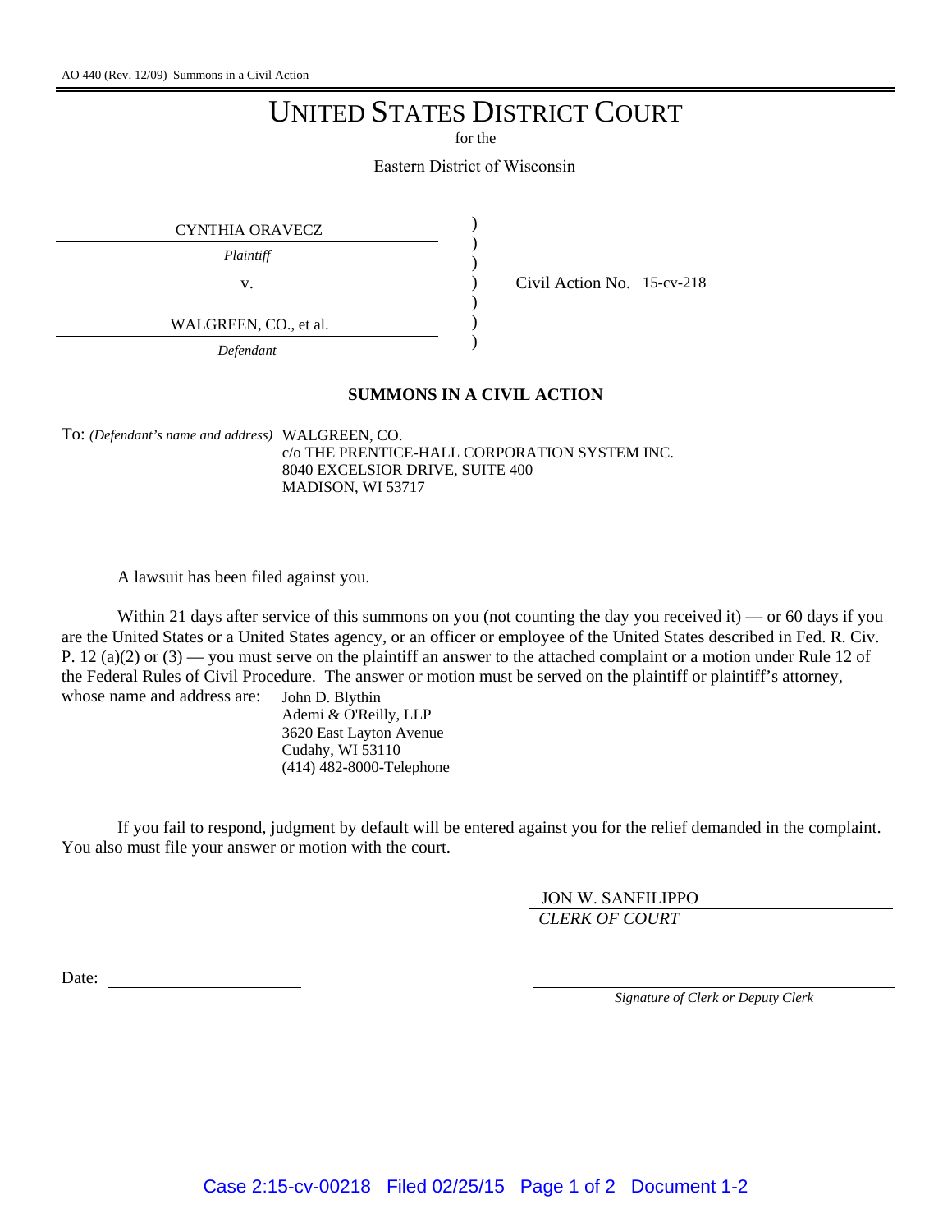AO 440 (Rev. 12/09) Summons in a Civil Action

# UNITED STATES DISTRICT COURT

for the

Eastern District of Wisconsin

| | | |
|---|---|---|
| CYNTHIA ORAVECZ<br>*Plaintiff*<br>v.<br>WALGREEN, CO., et al.<br>*Defendant* | ) | Civil Action No. 15-cv-218 |

## SUMMONS IN A CIVIL ACTION

To: *(Defendant's name and address)* WALGREEN, CO.
c/o THE PRENTICE-HALL CORPORATION SYSTEM INC.
8040 EXCELSIOR DRIVE, SUITE 400
MADISON, WI 53717

A lawsuit has been filed against you.

Within 21 days after service of this summons on you (not counting the day you received it) — or 60 days if you are the United States or a United States agency, or an officer or employee of the United States described in Fed. R. Civ. P. 12 (a)(2) or (3) — you must serve on the plaintiff an answer to the attached complaint or a motion under Rule 12 of the Federal Rules of Civil Procedure. The answer or motion must be served on the plaintiff or plaintiff's attorney, whose name and address are:

John D. Blythin
Ademi & O'Reilly, LLP
3620 East Layton Avenue
Cudahy, WI 53110
(414) 482-8000-Telephone

If you fail to respond, judgment by default will be entered against you for the relief demanded in the complaint. You also must file your answer or motion with the court.

JON W. SANFILIPPO
*CLERK OF COURT*

Date: \_\_\_\_\_\_\_\_\_\_\_\_\_\_\_\_\_\_\_\_

\_\_\_\_\_\_\_\_\_\_\_\_\_\_\_\_\_\_\_\_\_\_\_\_\_\_\_\_\_\_
*Signature of Clerk or Deputy Clerk*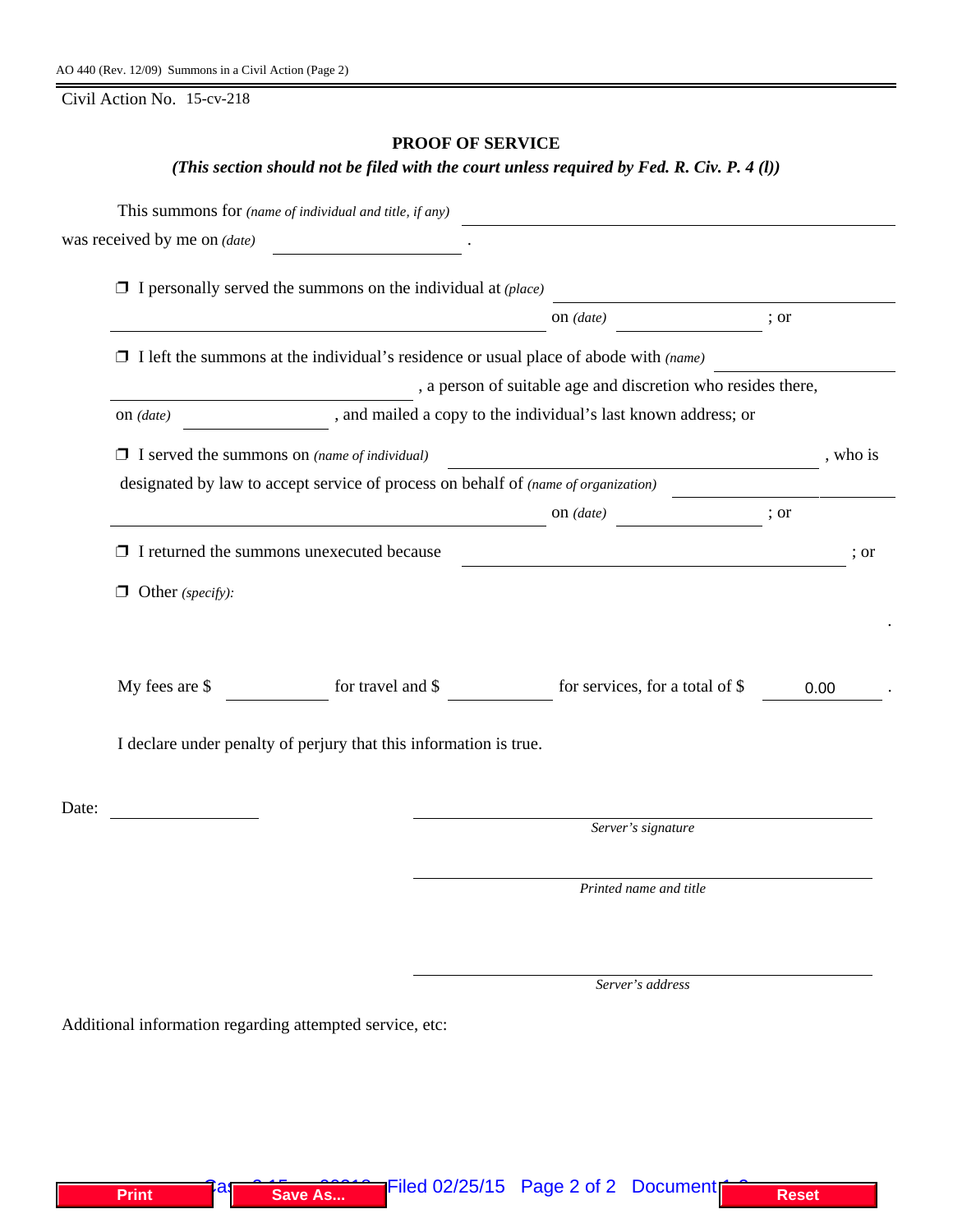AO 440 (Rev. 12/09) Summons in a Civil Action (Page 2)

Civil Action No. 15-cv-218

## PROOF OF SERVICE

***(This section should not be filed with the court unless required by Fed. R. Civ. P. 4 (l))***

This summons for *(name of individual and title, if any)* ______________________________
was received by me on *(date)* ____________________ .

❒ I personally served the summons on the individual at *(place)* ______________________________
______________________________ on *(date)* ____________ ; or

❒ I left the summons at the individual's residence or usual place of abode with *(name)* ____________
____________________ , a person of suitable age and discretion who resides there,
on *(date)* ____________ , and mailed a copy to the individual's last known address; or

❒ I served the summons on *(name of individual)* ______________________________ , who is
designated by law to accept service of process on behalf of *(name of organization)* ____________
______________________________ on *(date)* ____________ ; or

❒ I returned the summons unexecuted because ______________________________ ; or

❒ Other *(specify)*:

.

My fees are $ ________ for travel and $ ________ for services, for a total of $ 0.00 .

I declare under penalty of perjury that this information is true.

Date: ____________

______________________________
*Server's signature*

______________________________
*Printed name and title*

______________________________
*Server's address*

Additional information regarding attempted service, etc: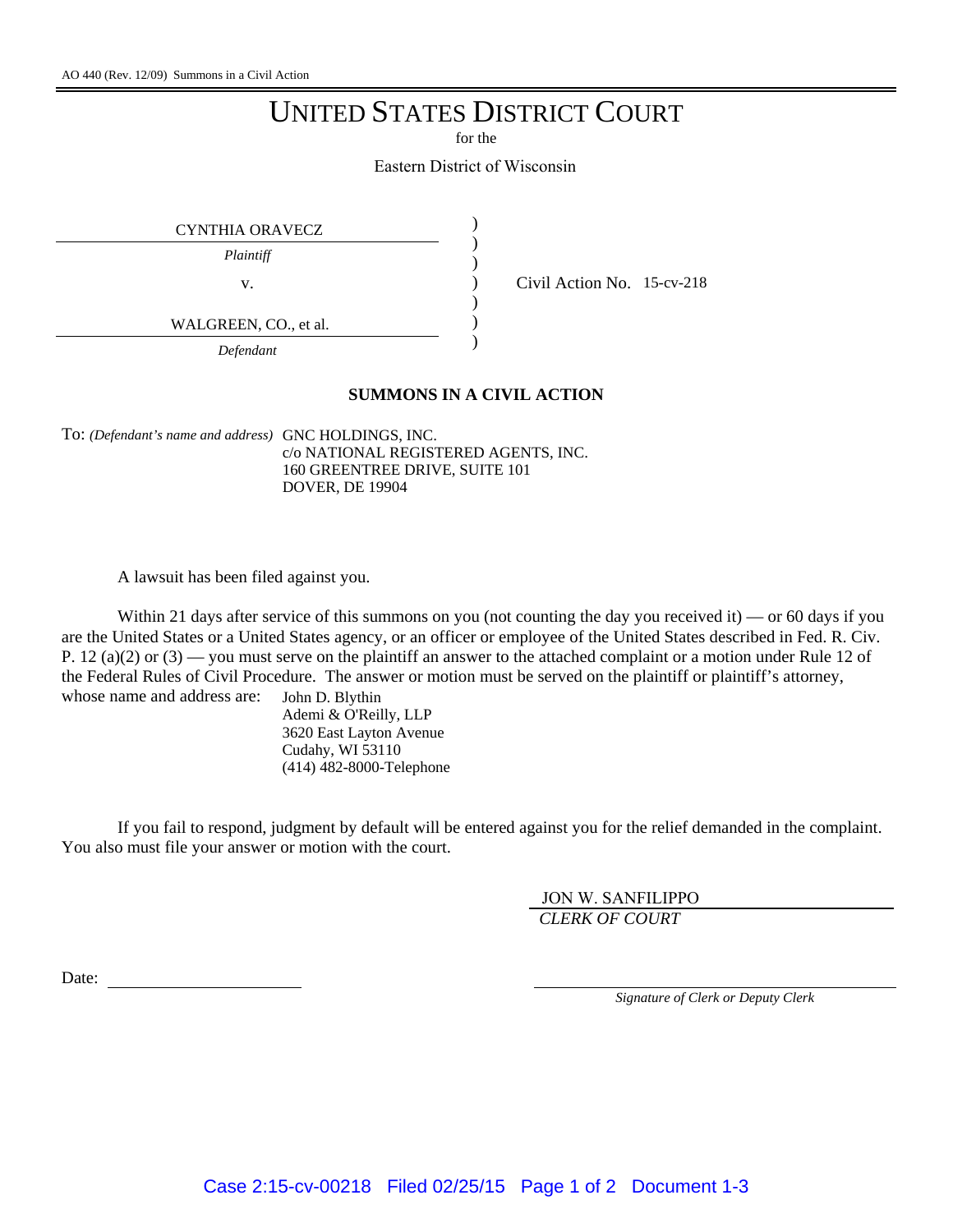AO 440 (Rev. 12/09) Summons in a Civil Action

# UNITED STATES DISTRICT COURT

for the

Eastern District of Wisconsin

CYNTHIA ORAVECZ
*Plaintiff*

v.

WALGREEN, CO., et al.
*Defendant*

Civil Action No. 15-cv-218

## SUMMONS IN A CIVIL ACTION

To: *(Defendant's name and address)* GNC HOLDINGS, INC.
c/o NATIONAL REGISTERED AGENTS, INC.
160 GREENTREE DRIVE, SUITE 101
DOVER, DE 19904

A lawsuit has been filed against you.

Within 21 days after service of this summons on you (not counting the day you received it) — or 60 days if you are the United States or a United States agency, or an officer or employee of the United States described in Fed. R. Civ. P. 12 (a)(2) or (3) — you must serve on the plaintiff an answer to the attached complaint or a motion under Rule 12 of the Federal Rules of Civil Procedure. The answer or motion must be served on the plaintiff or plaintiff's attorney, whose name and address are:

John D. Blythin
Ademi & O'Reilly, LLP
3620 East Layton Avenue
Cudahy, WI 53110
(414) 482-8000-Telephone

If you fail to respond, judgment by default will be entered against you for the relief demanded in the complaint. You also must file your answer or motion with the court.

JON W. SANFILIPPO
*CLERK OF COURT*

Date: ____________________

____________________
*Signature of Clerk or Deputy Clerk*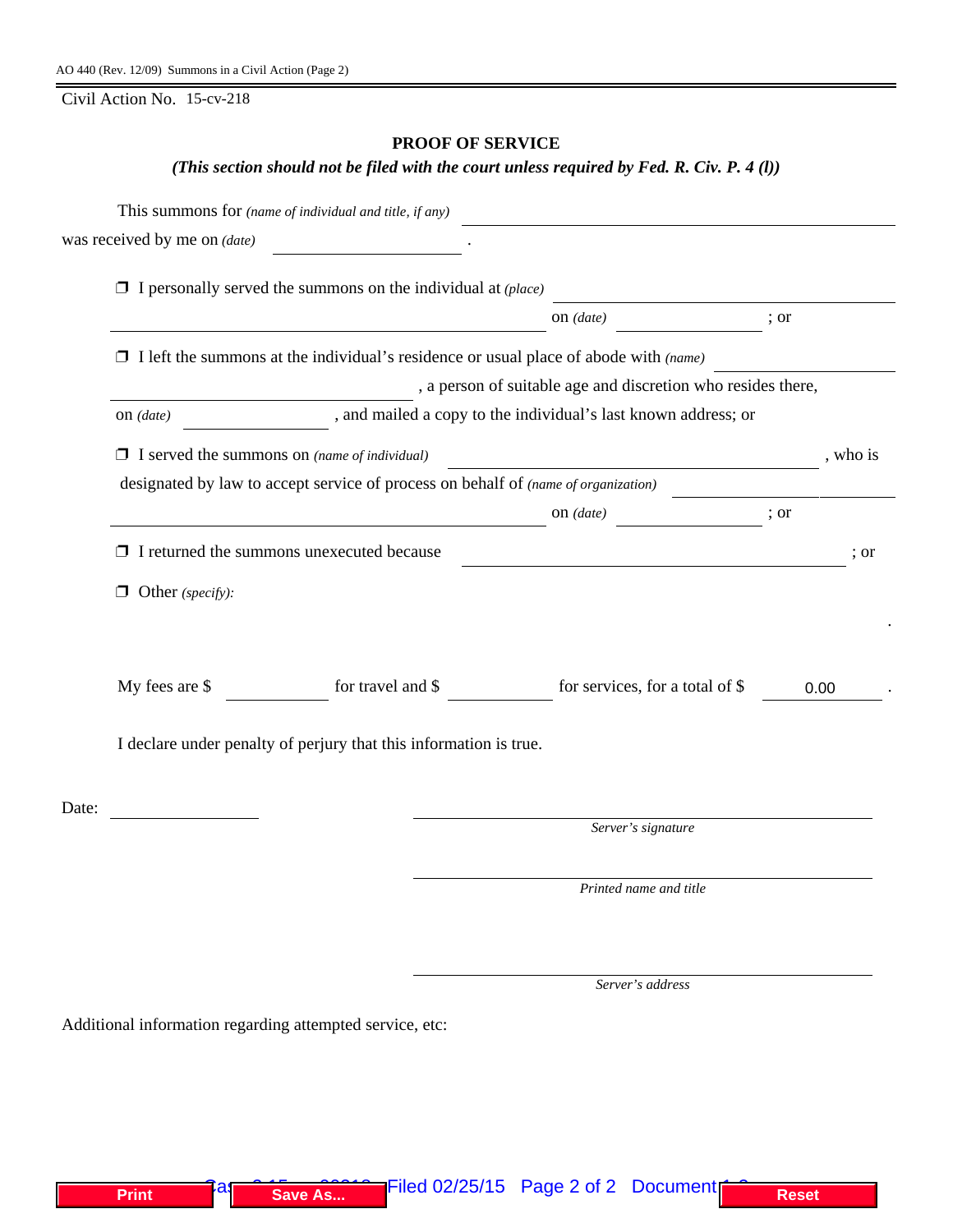AO 440 (Rev. 12/09) Summons in a Civil Action (Page 2)

Civil Action No. 15-cv-218

## PROOF OF SERVICE

***(This section should not be filed with the court unless required by Fed. R. Civ. P. 4 (l))***

This summons for *(name of individual and title, if any)* ______________________________

was received by me on *(date)* ____________________ .

❒ I personally served the summons on the individual at *(place)* ______________________________

______________________________ on *(date)* ______________ ; or

❒ I left the summons at the individual's residence or usual place of abode with *(name)* ______________

______________________________ , a person of suitable age and discretion who resides there,

on *(date)* ______________ , and mailed a copy to the individual's last known address; or

❒ I served the summons on *(name of individual)* ______________________________ , who is

designated by law to accept service of process on behalf of *(name of organization)* ______________

______________________________ on *(date)* ______________ ; or

❒ I returned the summons unexecuted because ______________________________ ; or

❒ Other *(specify)*:

.

My fees are $ __________ for travel and $ __________ for services, for a total of $ 0.00 .

I declare under penalty of perjury that this information is true.

Date: ______________

______________________________
*Server's signature*

______________________________
*Printed name and title*

______________________________
*Server's address*

Additional information regarding attempted service, etc: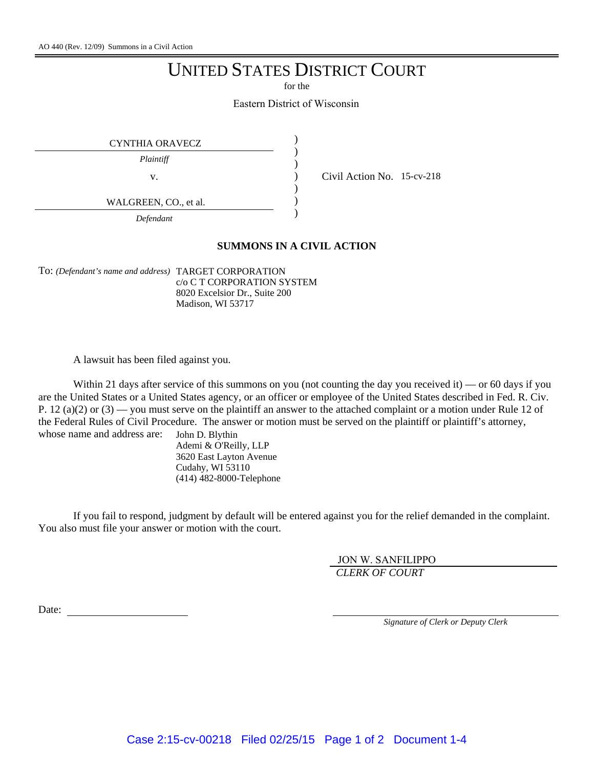AO 440 (Rev. 12/09) Summons in a Civil Action

# UNITED STATES DISTRICT COURT

for the

Eastern District of Wisconsin

| | | |
|---|---|---|
| CYNTHIA ORAVECZ | ) | |
| *Plaintiff* | ) | |
| v. | ) | Civil Action No. 15-cv-218 |
| WALGREEN, CO., et al. | ) | |
| *Defendant* | ) | |

## SUMMONS IN A CIVIL ACTION

To: *(Defendant's name and address)* TARGET CORPORATION
c/o C T CORPORATION SYSTEM
8020 Excelsior Dr., Suite 200
Madison, WI 53717

A lawsuit has been filed against you.

Within 21 days after service of this summons on you (not counting the day you received it) — or 60 days if you are the United States or a United States agency, or an officer or employee of the United States described in Fed. R. Civ. P. 12 (a)(2) or (3) — you must serve on the plaintiff an answer to the attached complaint or a motion under Rule 12 of the Federal Rules of Civil Procedure. The answer or motion must be served on the plaintiff or plaintiff's attorney, whose name and address are:

John D. Blythin
Ademi & O'Reilly, LLP
3620 East Layton Avenue
Cudahy, WI 53110
(414) 482-8000-Telephone

If you fail to respond, judgment by default will be entered against you for the relief demanded in the complaint. You also must file your answer or motion with the court.

JON W. SANFILIPPO
*CLERK OF COURT*

Date: ____________________

____________________
*Signature of Clerk or Deputy Clerk*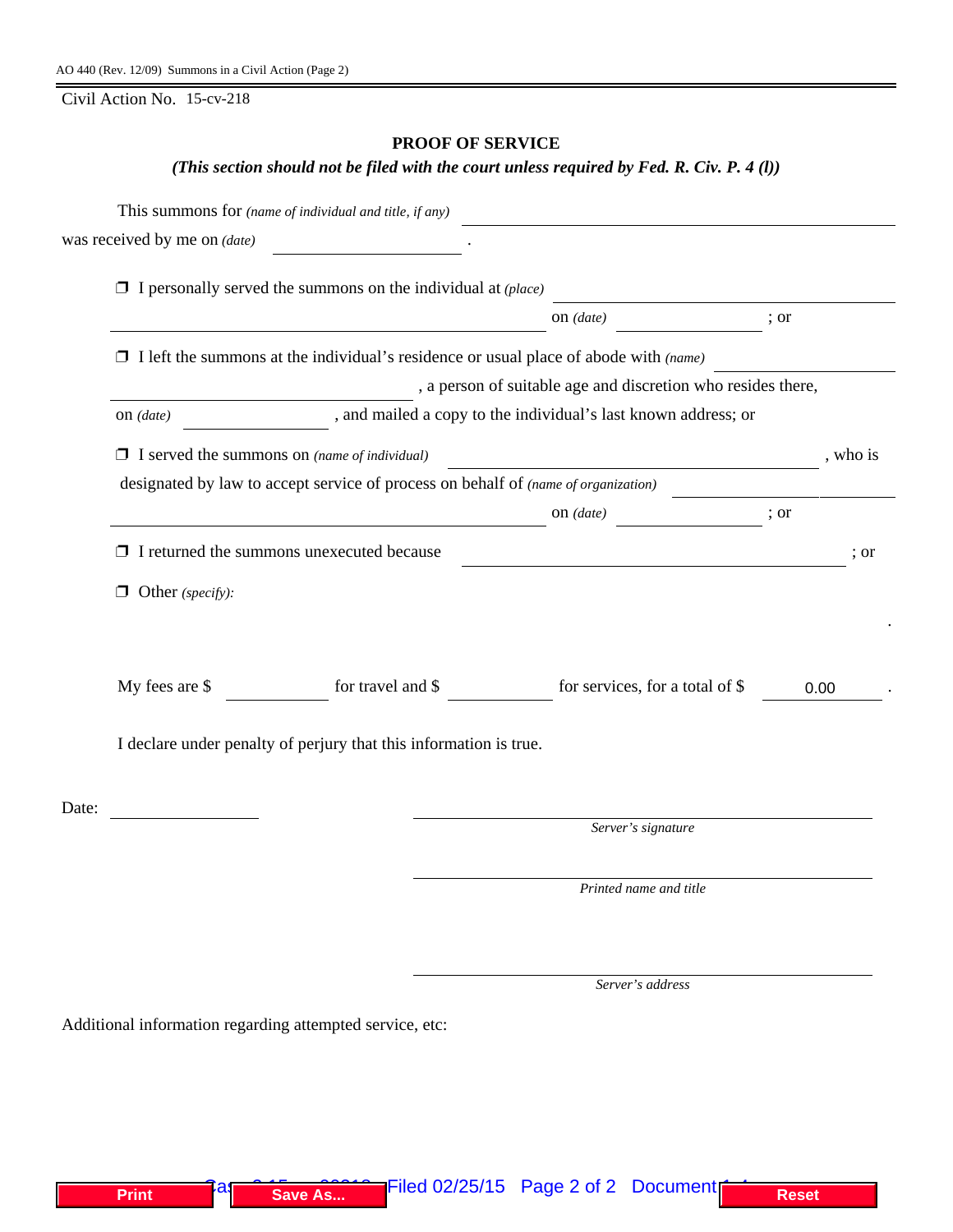AO 440 (Rev. 12/09) Summons in a Civil Action (Page 2)

Civil Action No. 15-cv-218

## PROOF OF SERVICE

***(This section should not be filed with the court unless required by Fed. R. Civ. P. 4 (l))***

This summons for *(name of individual and title, if any)* \_\_\_\_\_\_\_\_\_\_\_\_\_\_\_\_\_\_\_\_\_\_\_\_\_\_\_\_\_\_\_\_\_\_\_\_\_\_\_\_
was received by me on *(date)* \_\_\_\_\_\_\_\_\_\_\_\_\_\_\_\_\_\_ .

❒ I personally served the summons on the individual at *(place)* \_\_\_\_\_\_\_\_\_\_\_\_\_\_\_\_\_\_\_\_\_\_\_\_\_\_\_\_\_\_
\_\_\_\_\_\_\_\_\_\_\_\_\_\_\_\_\_\_\_\_\_\_\_\_\_\_\_\_\_\_\_\_\_\_\_\_\_\_\_\_ on *(date)* \_\_\_\_\_\_\_\_\_\_\_\_\_\_ ; or

❒ I left the summons at the individual's residence or usual place of abode with *(name)* \_\_\_\_\_\_\_\_\_\_\_\_\_\_\_\_
\_\_\_\_\_\_\_\_\_\_\_\_\_\_\_\_\_\_\_\_\_\_\_\_\_\_\_\_ , a person of suitable age and discretion who resides there,
on *(date)* \_\_\_\_\_\_\_\_\_\_\_\_\_\_ , and mailed a copy to the individual's last known address; or

❒ I served the summons on *(name of individual)* \_\_\_\_\_\_\_\_\_\_\_\_\_\_\_\_\_\_\_\_\_\_\_\_\_\_\_\_\_\_\_\_ , who is
designated by law to accept service of process on behalf of *(name of organization)* \_\_\_\_\_\_\_\_\_\_\_\_\_\_\_\_\_\_
\_\_\_\_\_\_\_\_\_\_\_\_\_\_\_\_\_\_\_\_\_\_\_\_\_\_\_\_\_\_\_\_\_\_\_\_\_\_\_\_ on *(date)* \_\_\_\_\_\_\_\_\_\_\_\_\_\_ ; or

❒ I returned the summons unexecuted because \_\_\_\_\_\_\_\_\_\_\_\_\_\_\_\_\_\_\_\_\_\_\_\_\_\_\_\_\_\_\_\_\_\_\_\_ ; or

❒ Other *(specify)*:
.

My fees are $ \_\_\_\_\_\_\_\_\_\_ for travel and $ \_\_\_\_\_\_\_\_\_\_ for services, for a total of $ 0.00 .

I declare under penalty of perjury that this information is true.

Date: \_\_\_\_\_\_\_\_\_\_\_\_\_\_\_\_

\_\_\_\_\_\_\_\_\_\_\_\_\_\_\_\_\_\_\_\_\_\_\_\_\_\_\_\_\_\_\_\_\_\_\_\_\_\_\_\_
*Server's signature*

\_\_\_\_\_\_\_\_\_\_\_\_\_\_\_\_\_\_\_\_\_\_\_\_\_\_\_\_\_\_\_\_\_\_\_\_\_\_\_\_
*Printed name and title*

\_\_\_\_\_\_\_\_\_\_\_\_\_\_\_\_\_\_\_\_\_\_\_\_\_\_\_\_\_\_\_\_\_\_\_\_\_\_\_\_
*Server's address*

Additional information regarding attempted service, etc: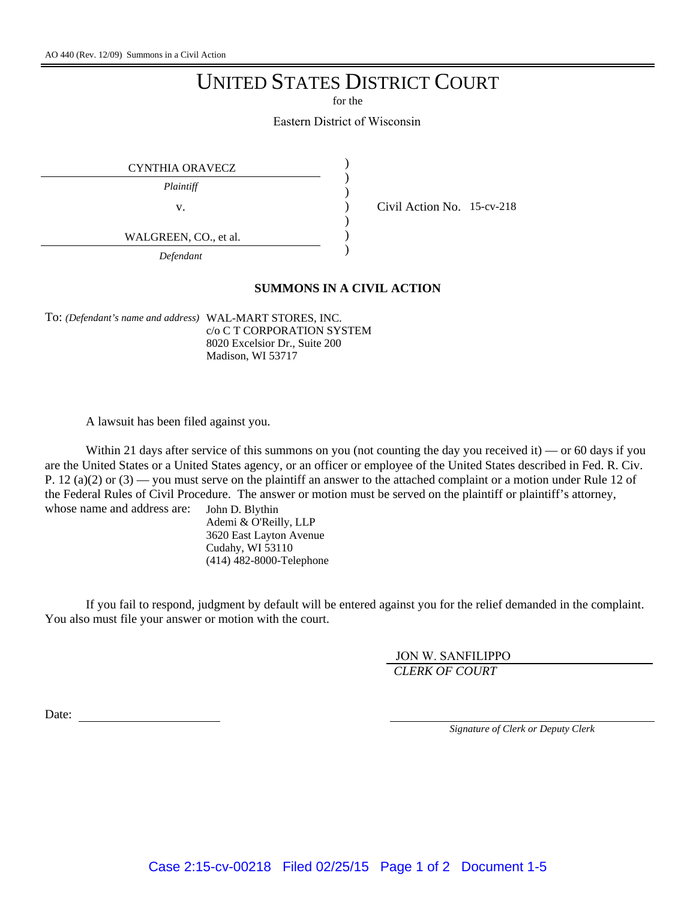AO 440 (Rev. 12/09) Summons in a Civil Action

# UNITED STATES DISTRICT COURT

for the

Eastern District of Wisconsin

| | | |
|---|---|---|
| CYNTHIA ORAVECZ<br>*Plaintiff* | ) | |
| v. | ) | Civil Action No. 15-cv-218 |
| WALGREEN, CO., et al.<br>*Defendant* | ) | |

## SUMMONS IN A CIVIL ACTION

To: *(Defendant's name and address)* WAL-MART STORES, INC.
c/o C T CORPORATION SYSTEM
8020 Excelsior Dr., Suite 200
Madison, WI 53717

A lawsuit has been filed against you.

Within 21 days after service of this summons on you (not counting the day you received it) — or 60 days if you are the United States or a United States agency, or an officer or employee of the United States described in Fed. R. Civ. P. 12 (a)(2) or (3) — you must serve on the plaintiff an answer to the attached complaint or a motion under Rule 12 of the Federal Rules of Civil Procedure. The answer or motion must be served on the plaintiff or plaintiff's attorney, whose name and address are:

John D. Blythin
Ademi & O'Reilly, LLP
3620 East Layton Avenue
Cudahy, WI 53110
(414) 482-8000-Telephone

If you fail to respond, judgment by default will be entered against you for the relief demanded in the complaint. You also must file your answer or motion with the court.

JON W. SANFILIPPO
*CLERK OF COURT*

Date: ____________________

____________________
*Signature of Clerk or Deputy Clerk*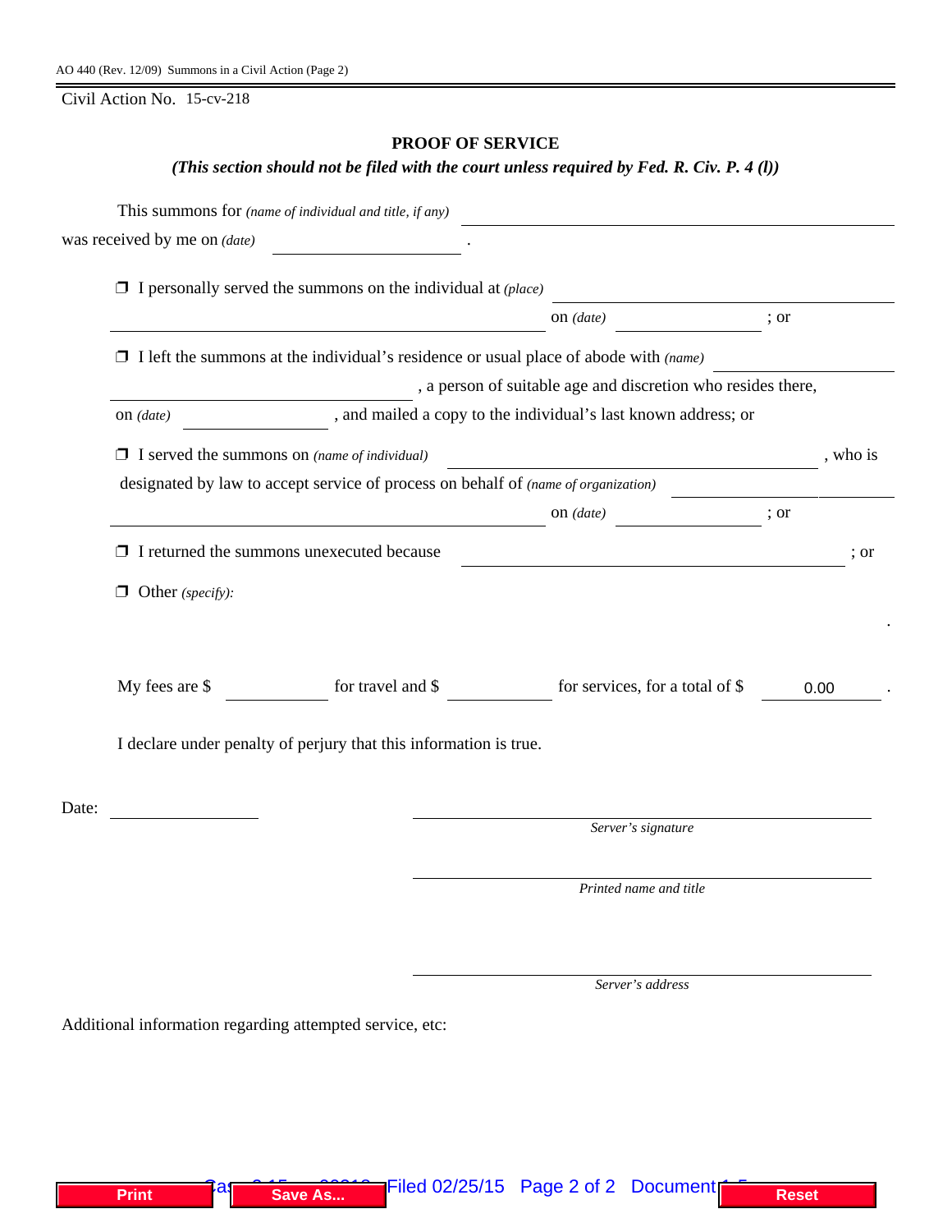AO 440 (Rev. 12/09) Summons in a Civil Action (Page 2)

Civil Action No. 15-cv-218

## PROOF OF SERVICE

***(This section should not be filed with the court unless required by Fed. R. Civ. P. 4 (l))***

This summons for *(name of individual and title, if any)* ______________________________

was received by me on *(date)* ____________________ .

❒ I personally served the summons on the individual at *(place)* ______________________________

______________________________ on *(date)* ____________________ ; or

❒ I left the summons at the individual's residence or usual place of abode with *(name)* ____________________

____________________ , a person of suitable age and discretion who resides there,

on *(date)* ____________________ , and mailed a copy to the individual's last known address; or

❒ I served the summons on *(name of individual)* ______________________________ , who is

designated by law to accept service of process on behalf of *(name of organization)* ____________________

______________________________ on *(date)* ____________________ ; or

❒ I returned the summons unexecuted because ______________________________ ; or

❒ Other *(specify)*:

.

My fees are $ __________ for travel and $ __________ for services, for a total of $ 0.00 .

I declare under penalty of perjury that this information is true.

Date: ____________________

______________________________
*Server's signature*

______________________________
*Printed name and title*

______________________________
*Server's address*

Additional information regarding attempted service, etc: